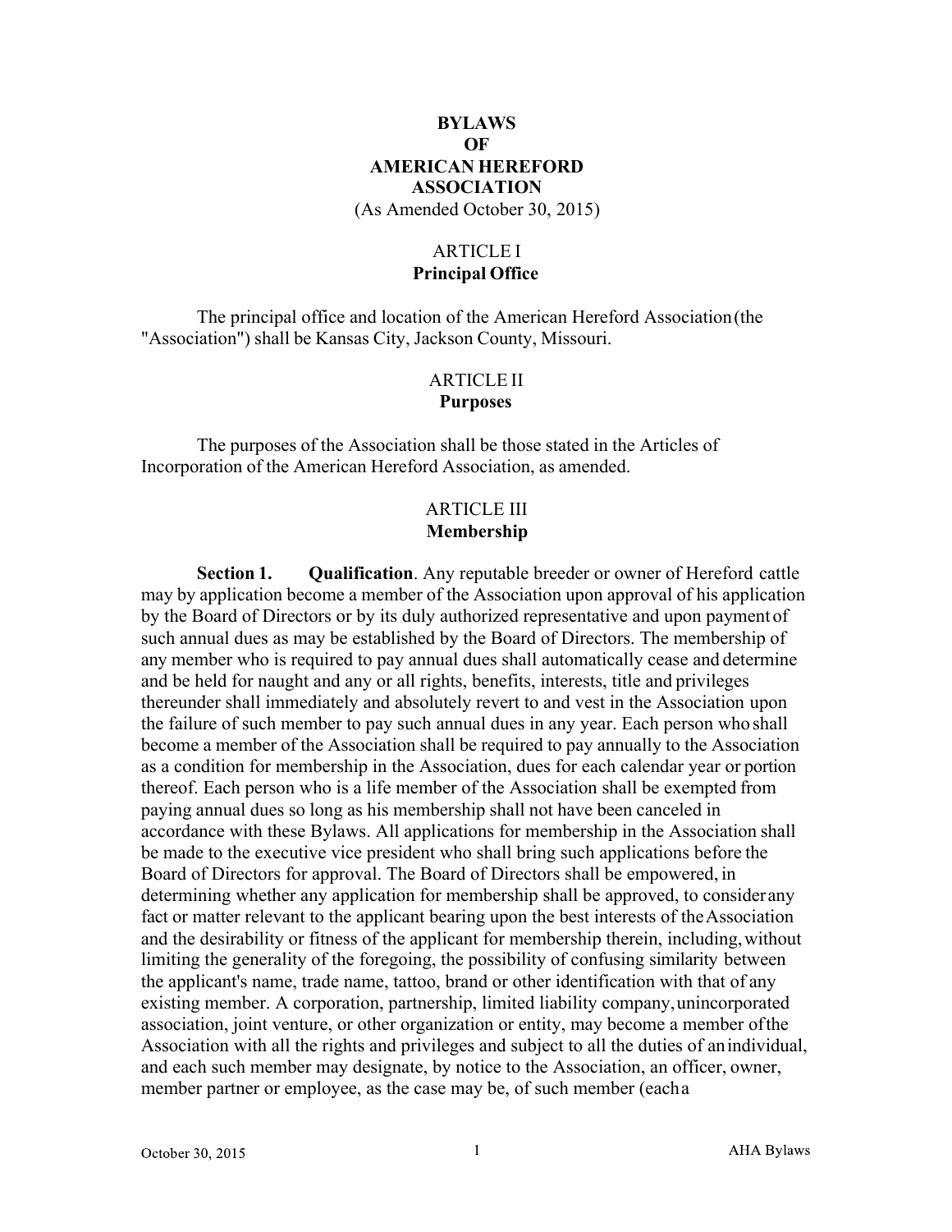# BYLAWS
# OF
# AMERICAN HEREFORD ASSOCIATION

(As Amended October 30, 2015)

## ARTICLE I
## Principal Office

The principal office and location of the American Hereford Association (the "Association") shall be Kansas City, Jackson County, Missouri.

## ARTICLE II
## Purposes

The purposes of the Association shall be those stated in the Articles of Incorporation of the American Hereford Association, as amended.

## ARTICLE III
## Membership

**Section 1. Qualification**. Any reputable breeder or owner of Hereford cattle may by application become a member of the Association upon approval of his application by the Board of Directors or by its duly authorized representative and upon payment of such annual dues as may be established by the Board of Directors. The membership of any member who is required to pay annual dues shall automatically cease and determine and be held for naught and any or all rights, benefits, interests, title and privileges thereunder shall immediately and absolutely revert to and vest in the Association upon the failure of such member to pay such annual dues in any year. Each person who shall become a member of the Association shall be required to pay annually to the Association as a condition for membership in the Association, dues for each calendar year or portion thereof. Each person who is a life member of the Association shall be exempted from paying annual dues so long as his membership shall not have been canceled in accordance with these Bylaws. All applications for membership in the Association shall be made to the executive vice president who shall bring such applications before the Board of Directors for approval. The Board of Directors shall be empowered, in determining whether any application for membership shall be approved, to consider any fact or matter relevant to the applicant bearing upon the best interests of the Association and the desirability or fitness of the applicant for membership therein, including, without limiting the generality of the foregoing, the possibility of confusing similarity between the applicant's name, trade name, tattoo, brand or other identification with that of any existing member. A corporation, partnership, limited liability company, unincorporated association, joint venture, or other organization or entity, may become a member of the Association with all the rights and privileges and subject to all the duties of an individual, and each such member may designate, by notice to the Association, an officer, owner, member partner or employee, as the case may be, of such member (each a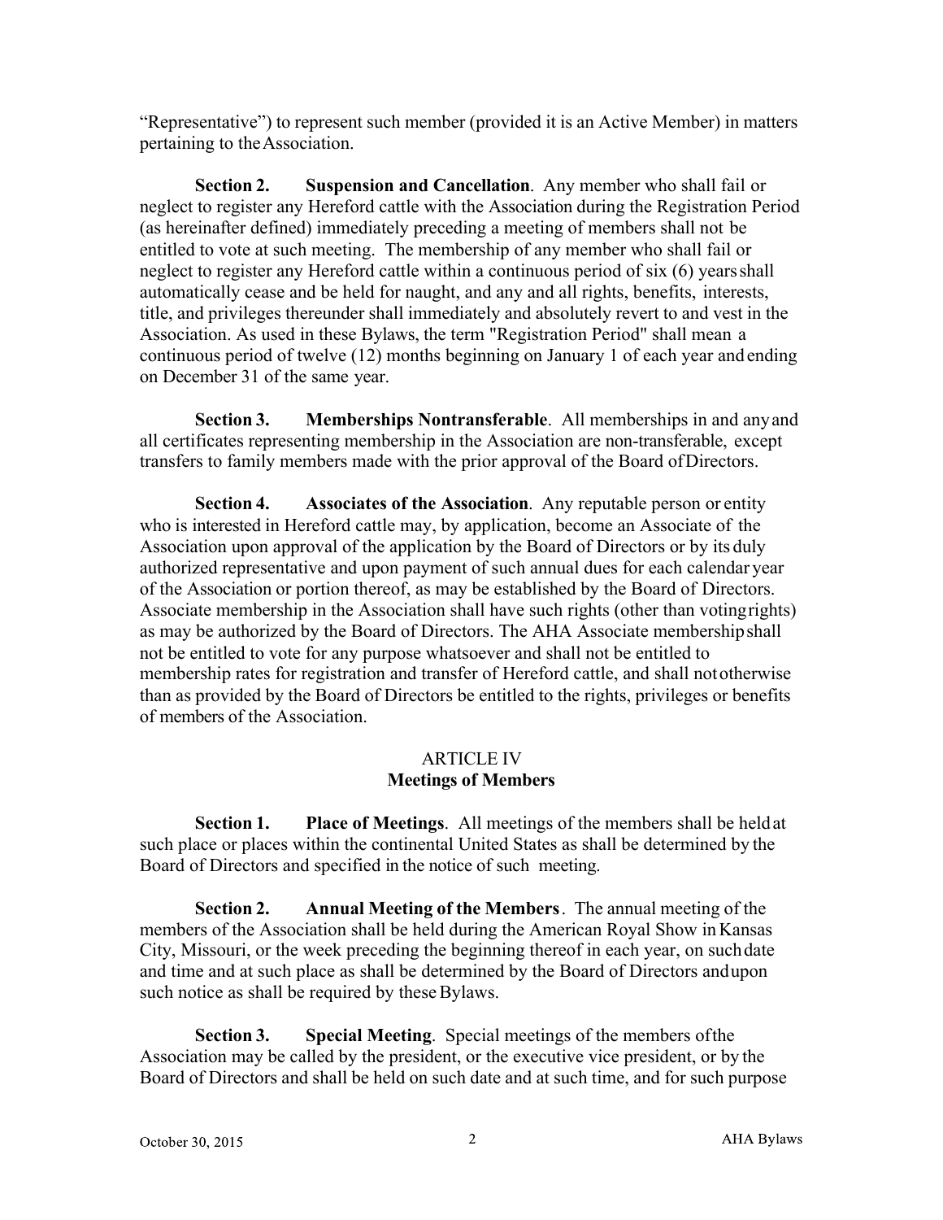"Representative") to represent such member (provided it is an Active Member) in matters pertaining to the Association.

**Section 2. Suspension and Cancellation**. Any member who shall fail or neglect to register any Hereford cattle with the Association during the Registration Period (as hereinafter defined) immediately preceding a meeting of members shall not be entitled to vote at such meeting. The membership of any member who shall fail or neglect to register any Hereford cattle within a continuous period of six (6) years shall automatically cease and be held for naught, and any and all rights, benefits, interests, title, and privileges thereunder shall immediately and absolutely revert to and vest in the Association. As used in these Bylaws, the term "Registration Period" shall mean a continuous period of twelve (12) months beginning on January 1 of each year and ending on December 31 of the same year.

**Section 3. Memberships Nontransferable**. All memberships in and any and all certificates representing membership in the Association are non-transferable, except transfers to family members made with the prior approval of the Board of Directors.

**Section 4. Associates of the Association**. Any reputable person or entity who is interested in Hereford cattle may, by application, become an Associate of the Association upon approval of the application by the Board of Directors or by its duly authorized representative and upon payment of such annual dues for each calendar year of the Association or portion thereof, as may be established by the Board of Directors. Associate membership in the Association shall have such rights (other than voting rights) as may be authorized by the Board of Directors. The AHA Associate membership shall not be entitled to vote for any purpose whatsoever and shall not be entitled to membership rates for registration and transfer of Hereford cattle, and shall not otherwise than as provided by the Board of Directors be entitled to the rights, privileges or benefits of members of the Association.

## ARTICLE IV
## Meetings of Members

**Section 1. Place of Meetings**. All meetings of the members shall be held at such place or places within the continental United States as shall be determined by the Board of Directors and specified in the notice of such meeting.

**Section 2. Annual Meeting of the Members**. The annual meeting of the members of the Association shall be held during the American Royal Show in Kansas City, Missouri, or the week preceding the beginning thereof in each year, on such date and time and at such place as shall be determined by the Board of Directors and upon such notice as shall be required by these Bylaws.

**Section 3. Special Meeting**. Special meetings of the members of the Association may be called by the president, or the executive vice president, or by the Board of Directors and shall be held on such date and at such time, and for such purpose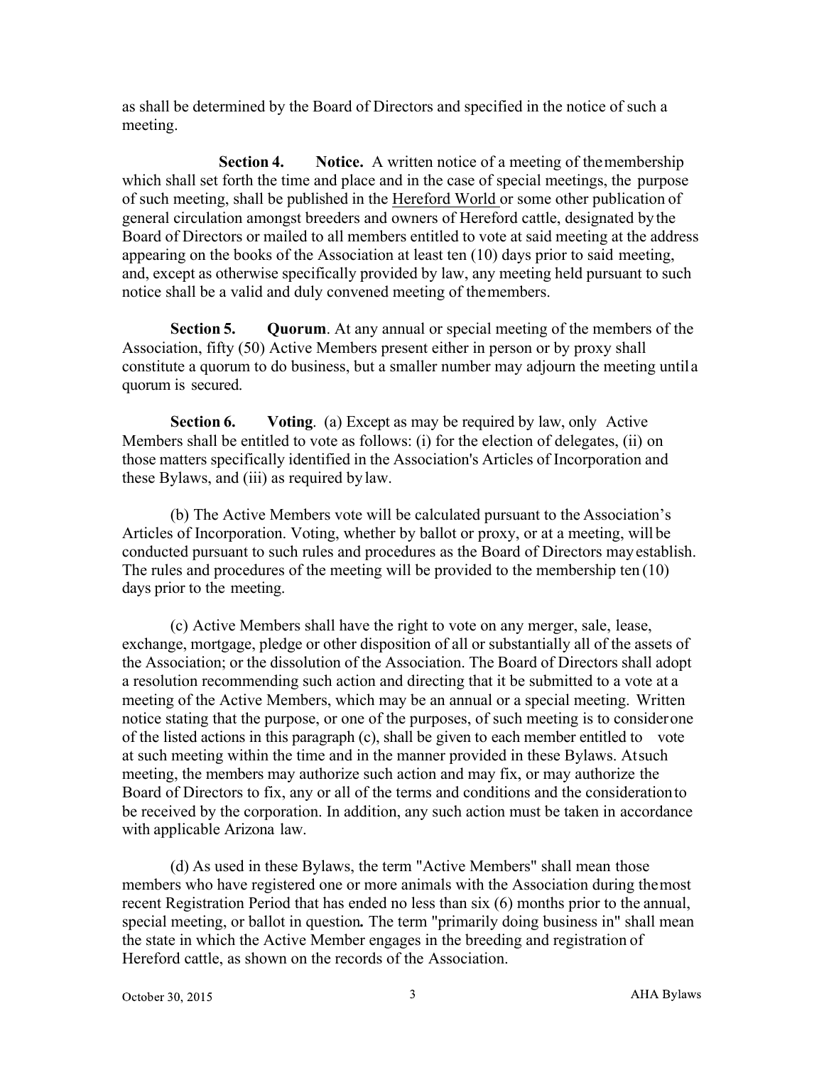as shall be determined by the Board of Directors and specified in the notice of such a meeting.

**Section 4. Notice.** A written notice of a meeting of the membership which shall set forth the time and place and in the case of special meetings, the purpose of such meeting, shall be published in the Hereford World or some other publication of general circulation amongst breeders and owners of Hereford cattle, designated by the Board of Directors or mailed to all members entitled to vote at said meeting at the address appearing on the books of the Association at least ten (10) days prior to said meeting, and, except as otherwise specifically provided by law, any meeting held pursuant to such notice shall be a valid and duly convened meeting of the members.

**Section 5. Quorum**. At any annual or special meeting of the members of the Association, fifty (50) Active Members present either in person or by proxy shall constitute a quorum to do business, but a smaller number may adjourn the meeting until a quorum is secured.

**Section 6. Voting**. (a) Except as may be required by law, only Active Members shall be entitled to vote as follows: (i) for the election of delegates, (ii) on those matters specifically identified in the Association's Articles of Incorporation and these Bylaws, and (iii) as required by law.

(b) The Active Members vote will be calculated pursuant to the Association's Articles of Incorporation. Voting, whether by ballot or proxy, or at a meeting, will be conducted pursuant to such rules and procedures as the Board of Directors may establish. The rules and procedures of the meeting will be provided to the membership ten (10) days prior to the meeting.

(c) Active Members shall have the right to vote on any merger, sale, lease, exchange, mortgage, pledge or other disposition of all or substantially all of the assets of the Association; or the dissolution of the Association. The Board of Directors shall adopt a resolution recommending such action and directing that it be submitted to a vote at a meeting of the Active Members, which may be an annual or a special meeting. Written notice stating that the purpose, or one of the purposes, of such meeting is to consider one of the listed actions in this paragraph (c), shall be given to each member entitled to vote at such meeting within the time and in the manner provided in these Bylaws. At such meeting, the members may authorize such action and may fix, or may authorize the Board of Directors to fix, any or all of the terms and conditions and the consideration to be received by the corporation. In addition, any such action must be taken in accordance with applicable Arizona law.

(d) As used in these Bylaws, the term "Active Members" shall mean those members who have registered one or more animals with the Association during the most recent Registration Period that has ended no less than six (6) months prior to the annual, special meeting, or ballot in question**.** The term "primarily doing business in" shall mean the state in which the Active Member engages in the breeding and registration of Hereford cattle, as shown on the records of the Association.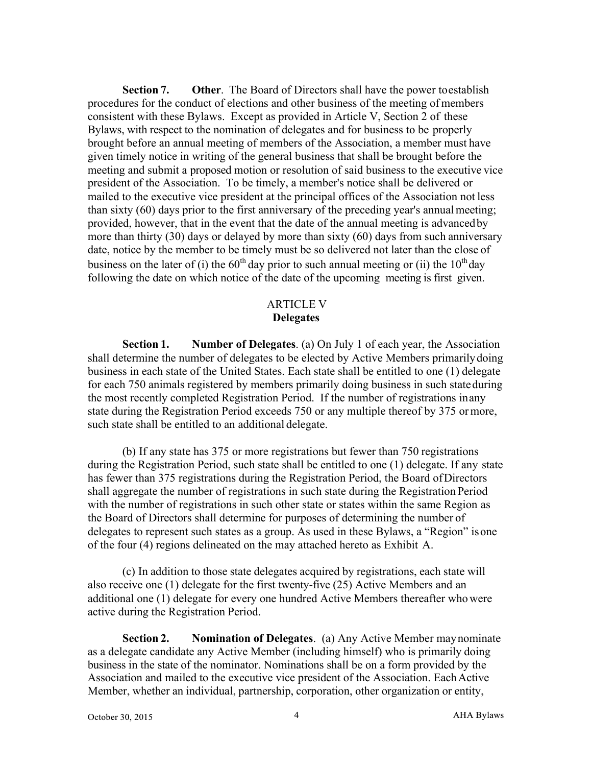**Section 7. Other**. The Board of Directors shall have the power to establish procedures for the conduct of elections and other business of the meeting of members consistent with these Bylaws. Except as provided in Article V, Section 2 of these Bylaws, with respect to the nomination of delegates and for business to be properly brought before an annual meeting of members of the Association, a member must have given timely notice in writing of the general business that shall be brought before the meeting and submit a proposed motion or resolution of said business to the executive vice president of the Association. To be timely, a member's notice shall be delivered or mailed to the executive vice president at the principal offices of the Association not less than sixty (60) days prior to the first anniversary of the preceding year's annual meeting; provided, however, that in the event that the date of the annual meeting is advanced by more than thirty (30) days or delayed by more than sixty (60) days from such anniversary date, notice by the member to be timely must be so delivered not later than the close of business on the later of (i) the 60th day prior to such annual meeting or (ii) the 10th day following the date on which notice of the date of the upcoming meeting is first given.

## ARTICLE V
## Delegates

**Section 1. Number of Delegates**. (a) On July 1 of each year, the Association shall determine the number of delegates to be elected by Active Members primarily doing business in each state of the United States. Each state shall be entitled to one (1) delegate for each 750 animals registered by members primarily doing business in such state during the most recently completed Registration Period. If the number of registrations in any state during the Registration Period exceeds 750 or any multiple thereof by 375 or more, such state shall be entitled to an additional delegate.

(b) If any state has 375 or more registrations but fewer than 750 registrations during the Registration Period, such state shall be entitled to one (1) delegate. If any state has fewer than 375 registrations during the Registration Period, the Board of Directors shall aggregate the number of registrations in such state during the Registration Period with the number of registrations in such other state or states within the same Region as the Board of Directors shall determine for purposes of determining the number of delegates to represent such states as a group. As used in these Bylaws, a "Region" is one of the four (4) regions delineated on the may attached hereto as Exhibit A.

(c) In addition to those state delegates acquired by registrations, each state will also receive one (1) delegate for the first twenty-five (25) Active Members and an additional one (1) delegate for every one hundred Active Members thereafter who were active during the Registration Period.

**Section 2. Nomination of Delegates**. (a) Any Active Member may nominate as a delegate candidate any Active Member (including himself) who is primarily doing business in the state of the nominator. Nominations shall be on a form provided by the Association and mailed to the executive vice president of the Association. Each Active Member, whether an individual, partnership, corporation, other organization or entity,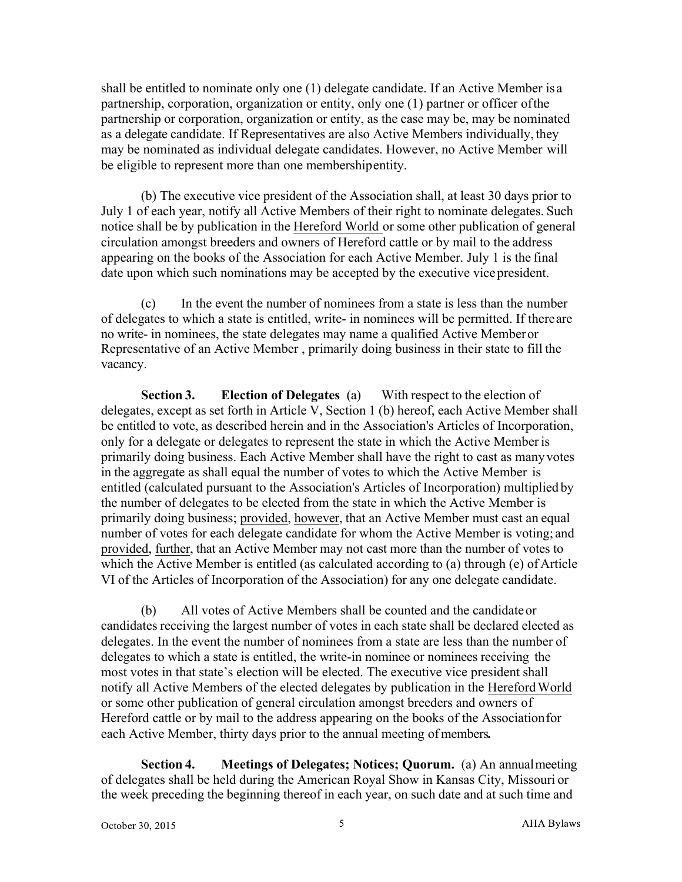shall be entitled to nominate only one (1) delegate candidate. If an Active Member is a partnership, corporation, organization or entity, only one (1) partner or officer of the partnership or corporation, organization or entity, as the case may be, may be nominated as a delegate candidate. If Representatives are also Active Members individually, they may be nominated as individual delegate candidates. However, no Active Member will be eligible to represent more than one membership entity.

(b) The executive vice president of the Association shall, at least 30 days prior to July 1 of each year, notify all Active Members of their right to nominate delegates. Such notice shall be by publication in the Hereford World or some other publication of general circulation amongst breeders and owners of Hereford cattle or by mail to the address appearing on the books of the Association for each Active Member. July 1 is the final date upon which such nominations may be accepted by the executive vice president.

(c) In the event the number of nominees from a state is less than the number of delegates to which a state is entitled, write- in nominees will be permitted. If there are no write- in nominees, the state delegates may name a qualified Active Member or Representative of an Active Member , primarily doing business in their state to fill the vacancy.

**Section 3. Election of Delegates** (a) With respect to the election of delegates, except as set forth in Article V, Section 1 (b) hereof, each Active Member shall be entitled to vote, as described herein and in the Association's Articles of Incorporation, only for a delegate or delegates to represent the state in which the Active Member is primarily doing business. Each Active Member shall have the right to cast as many votes in the aggregate as shall equal the number of votes to which the Active Member is entitled (calculated pursuant to the Association's Articles of Incorporation) multiplied by the number of delegates to be elected from the state in which the Active Member is primarily doing business; provided, however, that an Active Member must cast an equal number of votes for each delegate candidate for whom the Active Member is voting; and provided, further, that an Active Member may not cast more than the number of votes to which the Active Member is entitled (as calculated according to (a) through (e) of Article VI of the Articles of Incorporation of the Association) for any one delegate candidate.

(b) All votes of Active Members shall be counted and the candidate or candidates receiving the largest number of votes in each state shall be declared elected as delegates. In the event the number of nominees from a state are less than the number of delegates to which a state is entitled, the write-in nominee or nominees receiving the most votes in that state's election will be elected. The executive vice president shall notify all Active Members of the elected delegates by publication in the Hereford World or some other publication of general circulation amongst breeders and owners of Hereford cattle or by mail to the address appearing on the books of the Association for each Active Member, thirty days prior to the annual meeting of members.

**Section 4. Meetings of Delegates; Notices; Quorum.** (a) An annual meeting of delegates shall be held during the American Royal Show in Kansas City, Missouri or the week preceding the beginning thereof in each year, on such date and at such time and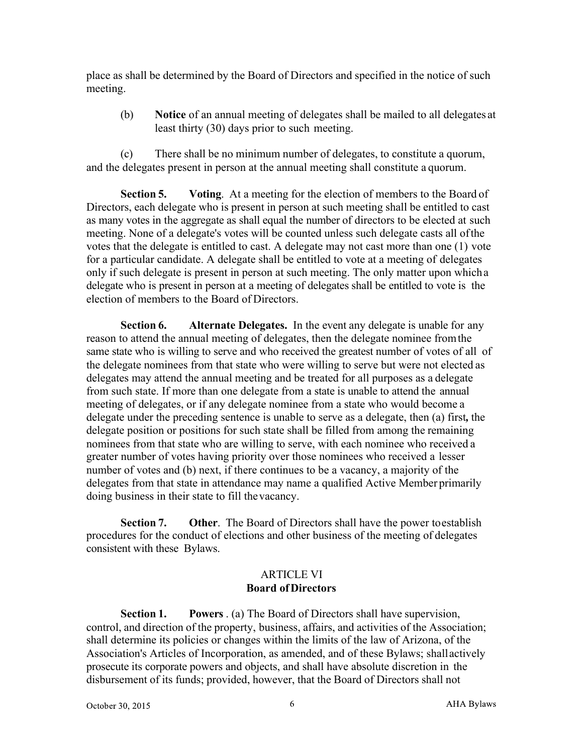place as shall be determined by the Board of Directors and specified in the notice of such meeting.

(b) **Notice** of an annual meeting of delegates shall be mailed to all delegates at least thirty (30) days prior to such meeting.

(c) There shall be no minimum number of delegates, to constitute a quorum, and the delegates present in person at the annual meeting shall constitute a quorum.

**Section 5. Voting**. At a meeting for the election of members to the Board of Directors, each delegate who is present in person at such meeting shall be entitled to cast as many votes in the aggregate as shall equal the number of directors to be elected at such meeting. None of a delegate's votes will be counted unless such delegate casts all of the votes that the delegate is entitled to cast. A delegate may not cast more than one (1) vote for a particular candidate. A delegate shall be entitled to vote at a meeting of delegates only if such delegate is present in person at such meeting. The only matter upon which a delegate who is present in person at a meeting of delegates shall be entitled to vote is the election of members to the Board of Directors.

**Section 6. Alternate Delegates.** In the event any delegate is unable for any reason to attend the annual meeting of delegates, then the delegate nominee from the same state who is willing to serve and who received the greatest number of votes of all of the delegate nominees from that state who were willing to serve but were not elected as delegates may attend the annual meeting and be treated for all purposes as a delegate from such state. If more than one delegate from a state is unable to attend the annual meeting of delegates, or if any delegate nominee from a state who would become a delegate under the preceding sentence is unable to serve as a delegate, then (a) first**,** the delegate position or positions for such state shall be filled from among the remaining nominees from that state who are willing to serve, with each nominee who received a greater number of votes having priority over those nominees who received a lesser number of votes and (b) next, if there continues to be a vacancy, a majority of the delegates from that state in attendance may name a qualified Active Member primarily doing business in their state to fill the vacancy.

**Section 7. Other**. The Board of Directors shall have the power to establish procedures for the conduct of elections and other business of the meeting of delegates consistent with these Bylaws.

## ARTICLE VI
## Board of Directors

**Section 1. Powers** . (a) The Board of Directors shall have supervision, control, and direction of the property, business, affairs, and activities of the Association; shall determine its policies or changes within the limits of the law of Arizona, of the Association's Articles of Incorporation, as amended, and of these Bylaws; shall actively prosecute its corporate powers and objects, and shall have absolute discretion in the disbursement of its funds; provided, however, that the Board of Directors shall not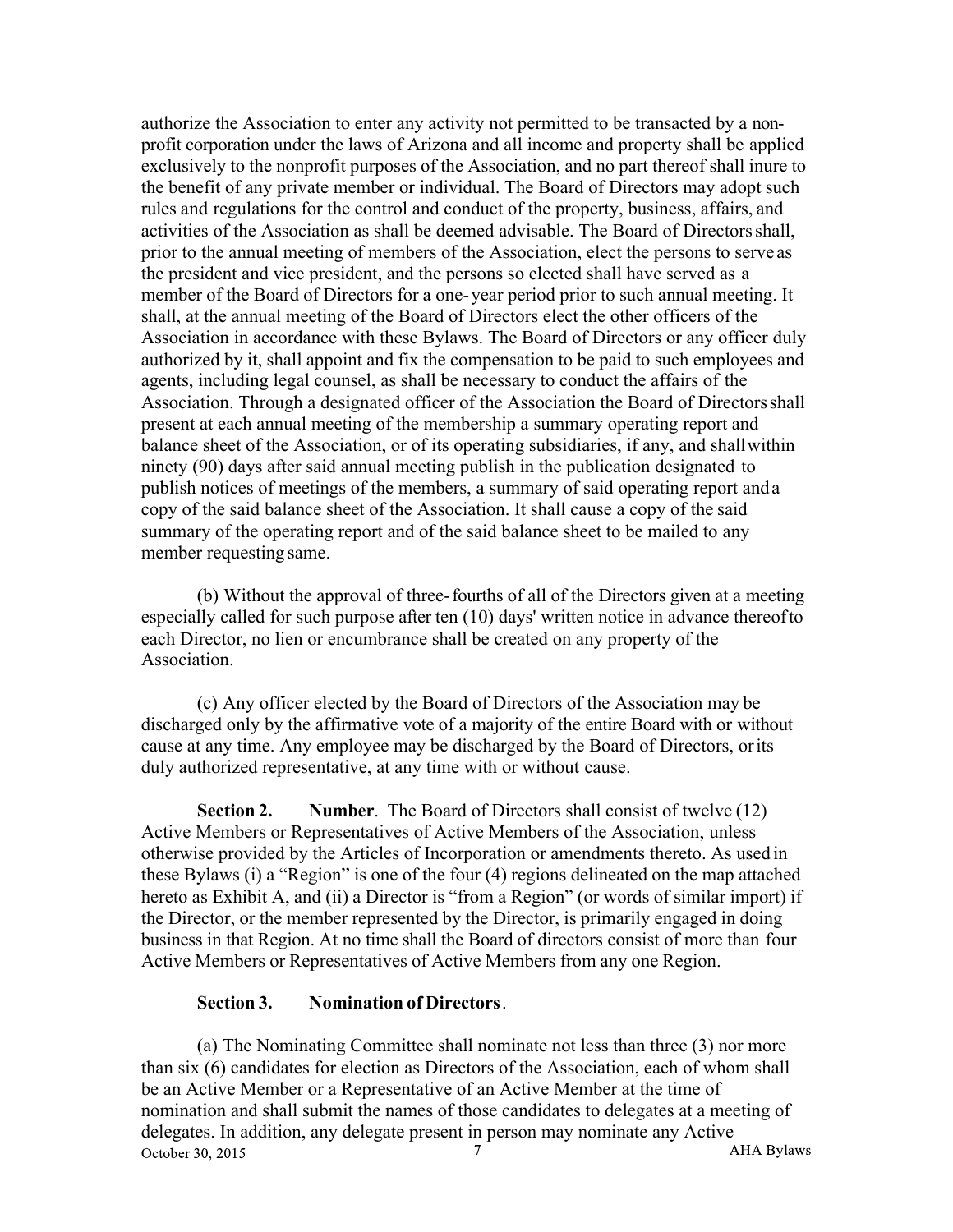authorize the Association to enter any activity not permitted to be transacted by a non-profit corporation under the laws of Arizona and all income and property shall be applied exclusively to the nonprofit purposes of the Association, and no part thereof shall inure to the benefit of any private member or individual. The Board of Directors may adopt such rules and regulations for the control and conduct of the property, business, affairs, and activities of the Association as shall be deemed advisable. The Board of Directors shall, prior to the annual meeting of members of the Association, elect the persons to serve as the president and vice president, and the persons so elected shall have served as a member of the Board of Directors for a one-year period prior to such annual meeting. It shall, at the annual meeting of the Board of Directors elect the other officers of the Association in accordance with these Bylaws. The Board of Directors or any officer duly authorized by it, shall appoint and fix the compensation to be paid to such employees and agents, including legal counsel, as shall be necessary to conduct the affairs of the Association. Through a designated officer of the Association the Board of Directors shall present at each annual meeting of the membership a summary operating report and balance sheet of the Association, or of its operating subsidiaries, if any, and shall within ninety (90) days after said annual meeting publish in the publication designated to publish notices of meetings of the members, a summary of said operating report and a copy of the said balance sheet of the Association. It shall cause a copy of the said summary of the operating report and of the said balance sheet to be mailed to any member requesting same.

(b) Without the approval of three-fourths of all of the Directors given at a meeting especially called for such purpose after ten (10) days' written notice in advance thereof to each Director, no lien or encumbrance shall be created on any property of the Association.

(c) Any officer elected by the Board of Directors of the Association may be discharged only by the affirmative vote of a majority of the entire Board with or without cause at any time. Any employee may be discharged by the Board of Directors, or its duly authorized representative, at any time with or without cause.

**Section 2. Number**. The Board of Directors shall consist of twelve (12) Active Members or Representatives of Active Members of the Association, unless otherwise provided by the Articles of Incorporation or amendments thereto. As used in these Bylaws (i) a "Region" is one of the four (4) regions delineated on the map attached hereto as Exhibit A, and (ii) a Director is "from a Region" (or words of similar import) if the Director, or the member represented by the Director, is primarily engaged in doing business in that Region. At no time shall the Board of directors consist of more than four Active Members or Representatives of Active Members from any one Region.

**Section 3. Nomination of Directors**.

(a) The Nominating Committee shall nominate not less than three (3) nor more than six (6) candidates for election as Directors of the Association, each of whom shall be an Active Member or a Representative of an Active Member at the time of nomination and shall submit the names of those candidates to delegates at a meeting of delegates. In addition, any delegate present in person may nominate any Active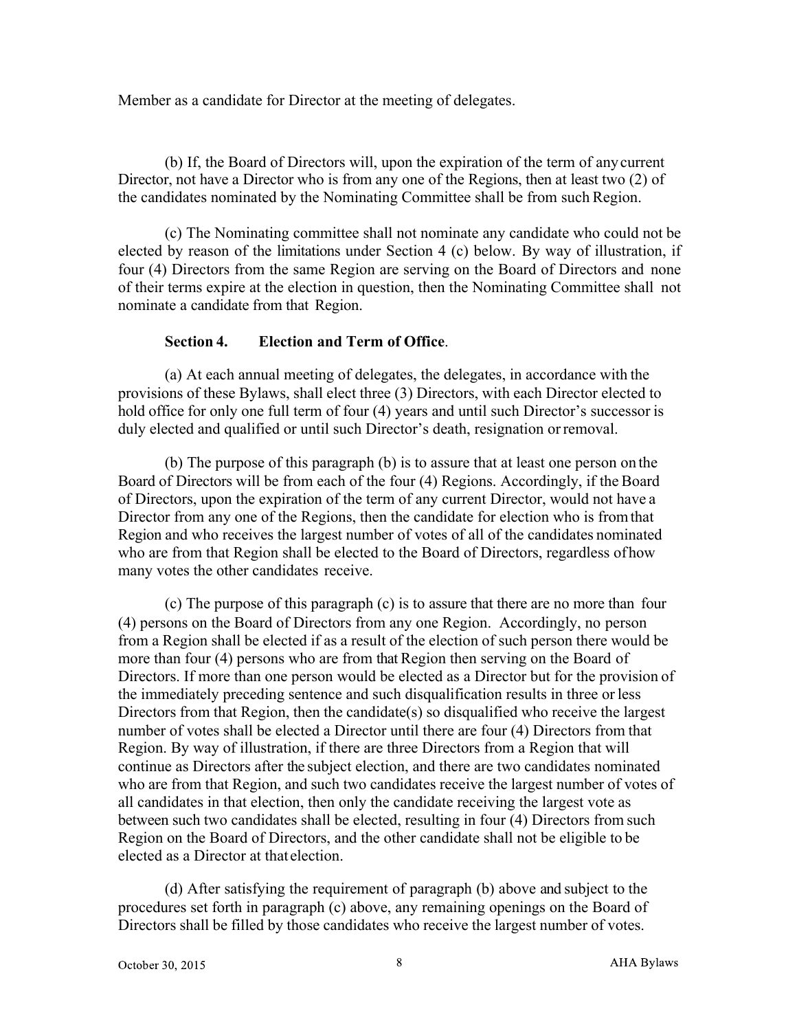Member as a candidate for Director at the meeting of delegates.

(b) If, the Board of Directors will, upon the expiration of the term of any current Director, not have a Director who is from any one of the Regions, then at least two (2) of the candidates nominated by the Nominating Committee shall be from such Region.

(c) The Nominating committee shall not nominate any candidate who could not be elected by reason of the limitations under Section 4 (c) below. By way of illustration, if four (4) Directors from the same Region are serving on the Board of Directors and none of their terms expire at the election in question, then the Nominating Committee shall not nominate a candidate from that Region.

**Section 4. Election and Term of Office**.

(a) At each annual meeting of delegates, the delegates, in accordance with the provisions of these Bylaws, shall elect three (3) Directors, with each Director elected to hold office for only one full term of four (4) years and until such Director's successor is duly elected and qualified or until such Director's death, resignation or removal.

(b) The purpose of this paragraph (b) is to assure that at least one person on the Board of Directors will be from each of the four (4) Regions. Accordingly, if the Board of Directors, upon the expiration of the term of any current Director, would not have a Director from any one of the Regions, then the candidate for election who is from that Region and who receives the largest number of votes of all of the candidates nominated who are from that Region shall be elected to the Board of Directors, regardless of how many votes the other candidates receive.

(c) The purpose of this paragraph (c) is to assure that there are no more than four (4) persons on the Board of Directors from any one Region. Accordingly, no person from a Region shall be elected if as a result of the election of such person there would be more than four (4) persons who are from that Region then serving on the Board of Directors. If more than one person would be elected as a Director but for the provision of the immediately preceding sentence and such disqualification results in three or less Directors from that Region, then the candidate(s) so disqualified who receive the largest number of votes shall be elected a Director until there are four (4) Directors from that Region. By way of illustration, if there are three Directors from a Region that will continue as Directors after the subject election, and there are two candidates nominated who are from that Region, and such two candidates receive the largest number of votes of all candidates in that election, then only the candidate receiving the largest vote as between such two candidates shall be elected, resulting in four (4) Directors from such Region on the Board of Directors, and the other candidate shall not be eligible to be elected as a Director at that election.

(d) After satisfying the requirement of paragraph (b) above and subject to the procedures set forth in paragraph (c) above, any remaining openings on the Board of Directors shall be filled by those candidates who receive the largest number of votes.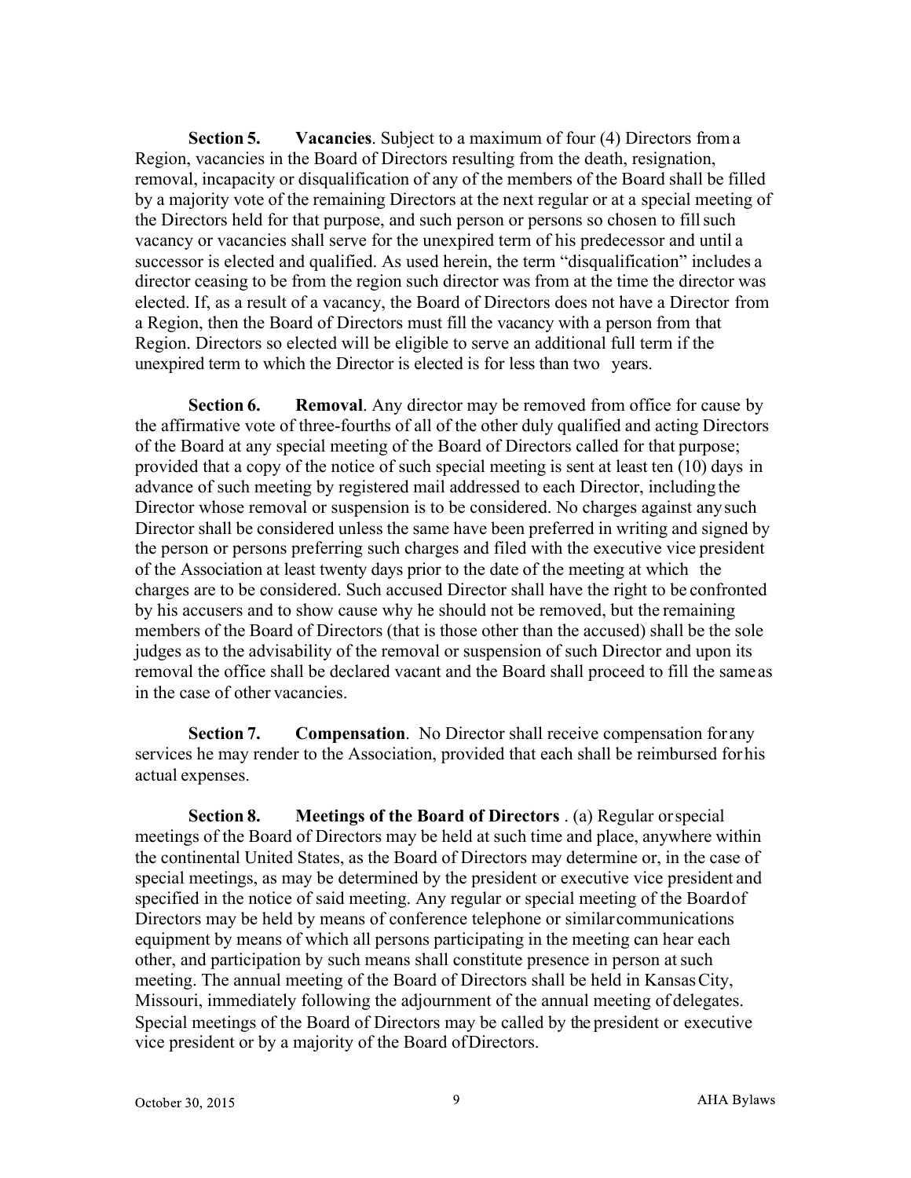**Section 5. Vacancies**. Subject to a maximum of four (4) Directors from a Region, vacancies in the Board of Directors resulting from the death, resignation, removal, incapacity or disqualification of any of the members of the Board shall be filled by a majority vote of the remaining Directors at the next regular or at a special meeting of the Directors held for that purpose, and such person or persons so chosen to fill such vacancy or vacancies shall serve for the unexpired term of his predecessor and until a successor is elected and qualified. As used herein, the term "disqualification" includes a director ceasing to be from the region such director was from at the time the director was elected. If, as a result of a vacancy, the Board of Directors does not have a Director from a Region, then the Board of Directors must fill the vacancy with a person from that Region. Directors so elected will be eligible to serve an additional full term if the unexpired term to which the Director is elected is for less than two years.

**Section 6. Removal**. Any director may be removed from office for cause by the affirmative vote of three-fourths of all of the other duly qualified and acting Directors of the Board at any special meeting of the Board of Directors called for that purpose; provided that a copy of the notice of such special meeting is sent at least ten (10) days in advance of such meeting by registered mail addressed to each Director, including the Director whose removal or suspension is to be considered. No charges against any such Director shall be considered unless the same have been preferred in writing and signed by the person or persons preferring such charges and filed with the executive vice president of the Association at least twenty days prior to the date of the meeting at which the charges are to be considered. Such accused Director shall have the right to be confronted by his accusers and to show cause why he should not be removed, but the remaining members of the Board of Directors (that is those other than the accused) shall be the sole judges as to the advisability of the removal or suspension of such Director and upon its removal the office shall be declared vacant and the Board shall proceed to fill the same as in the case of other vacancies.

**Section 7. Compensation**. No Director shall receive compensation for any services he may render to the Association, provided that each shall be reimbursed for his actual expenses.

**Section 8. Meetings of the Board of Directors** . (a) Regular or special meetings of the Board of Directors may be held at such time and place, anywhere within the continental United States, as the Board of Directors may determine or, in the case of special meetings, as may be determined by the president or executive vice president and specified in the notice of said meeting. Any regular or special meeting of the Board of Directors may be held by means of conference telephone or similar communications equipment by means of which all persons participating in the meeting can hear each other, and participation by such means shall constitute presence in person at such meeting. The annual meeting of the Board of Directors shall be held in Kansas City, Missouri, immediately following the adjournment of the annual meeting of delegates. Special meetings of the Board of Directors may be called by the president or executive vice president or by a majority of the Board of Directors.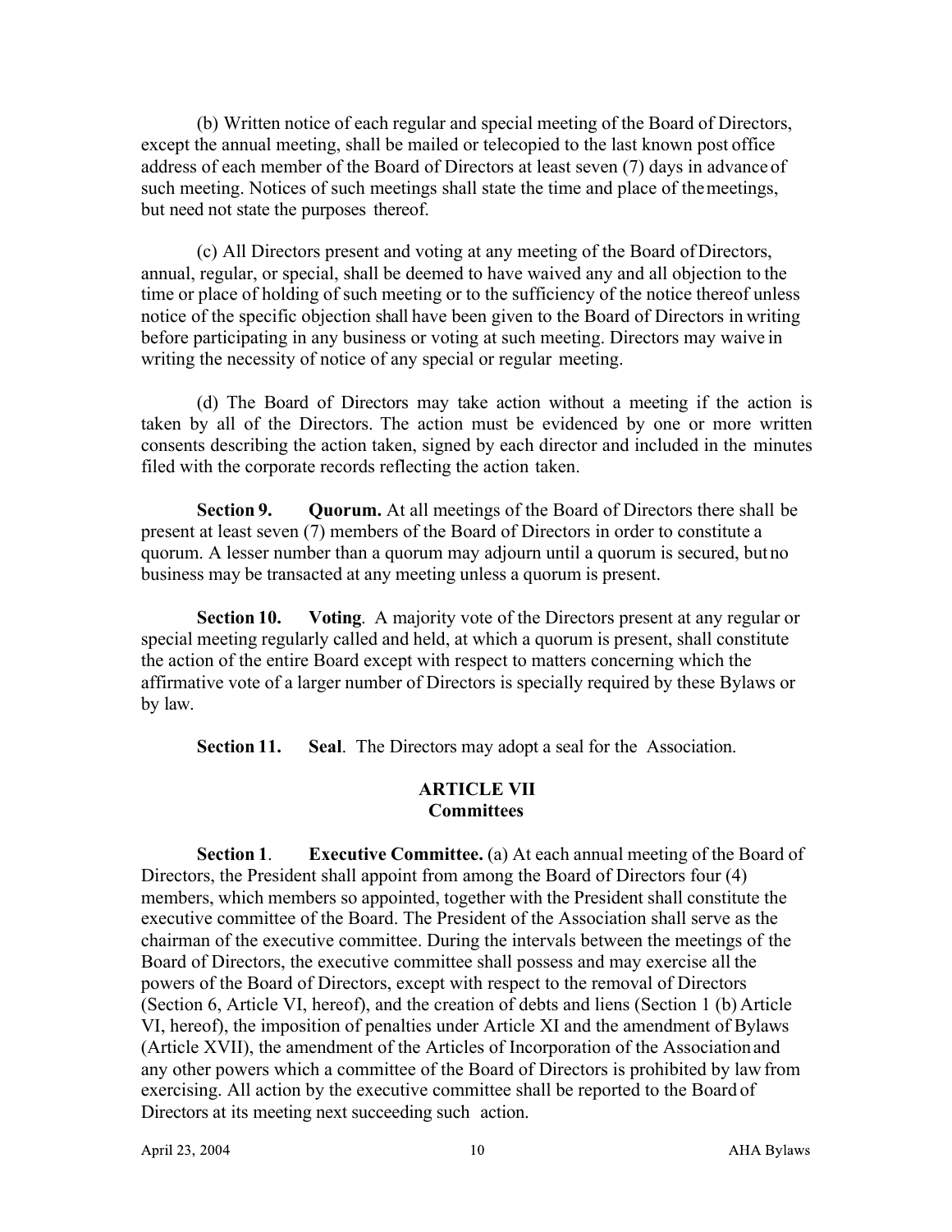(b) Written notice of each regular and special meeting of the Board of Directors, except the annual meeting, shall be mailed or telecopied to the last known post office address of each member of the Board of Directors at least seven (7) days in advance of such meeting. Notices of such meetings shall state the time and place of the meetings, but need not state the purposes thereof.

(c) All Directors present and voting at any meeting of the Board of Directors, annual, regular, or special, shall be deemed to have waived any and all objection to the time or place of holding of such meeting or to the sufficiency of the notice thereof unless notice of the specific objection shall have been given to the Board of Directors in writing before participating in any business or voting at such meeting. Directors may waive in writing the necessity of notice of any special or regular meeting.

(d) The Board of Directors may take action without a meeting if the action is taken by all of the Directors. The action must be evidenced by one or more written consents describing the action taken, signed by each director and included in the minutes filed with the corporate records reflecting the action taken.

**Section 9. Quorum.** At all meetings of the Board of Directors there shall be present at least seven (7) members of the Board of Directors in order to constitute a quorum. A lesser number than a quorum may adjourn until a quorum is secured, but no business may be transacted at any meeting unless a quorum is present.

**Section 10. Voting**. A majority vote of the Directors present at any regular or special meeting regularly called and held, at which a quorum is present, shall constitute the action of the entire Board except with respect to matters concerning which the affirmative vote of a larger number of Directors is specially required by these Bylaws or by law.

**Section 11. Seal**. The Directors may adopt a seal for the Association.

## ARTICLE VII
## Committees

**Section 1. Executive Committee.** (a) At each annual meeting of the Board of Directors, the President shall appoint from among the Board of Directors four (4) members, which members so appointed, together with the President shall constitute the executive committee of the Board. The President of the Association shall serve as the chairman of the executive committee. During the intervals between the meetings of the Board of Directors, the executive committee shall possess and may exercise all the powers of the Board of Directors, except with respect to the removal of Directors (Section 6, Article VI, hereof), and the creation of debts and liens (Section 1 (b) Article VI, hereof), the imposition of penalties under Article XI and the amendment of Bylaws (Article XVII), the amendment of the Articles of Incorporation of the Association and any other powers which a committee of the Board of Directors is prohibited by law from exercising. All action by the executive committee shall be reported to the Board of Directors at its meeting next succeeding such action.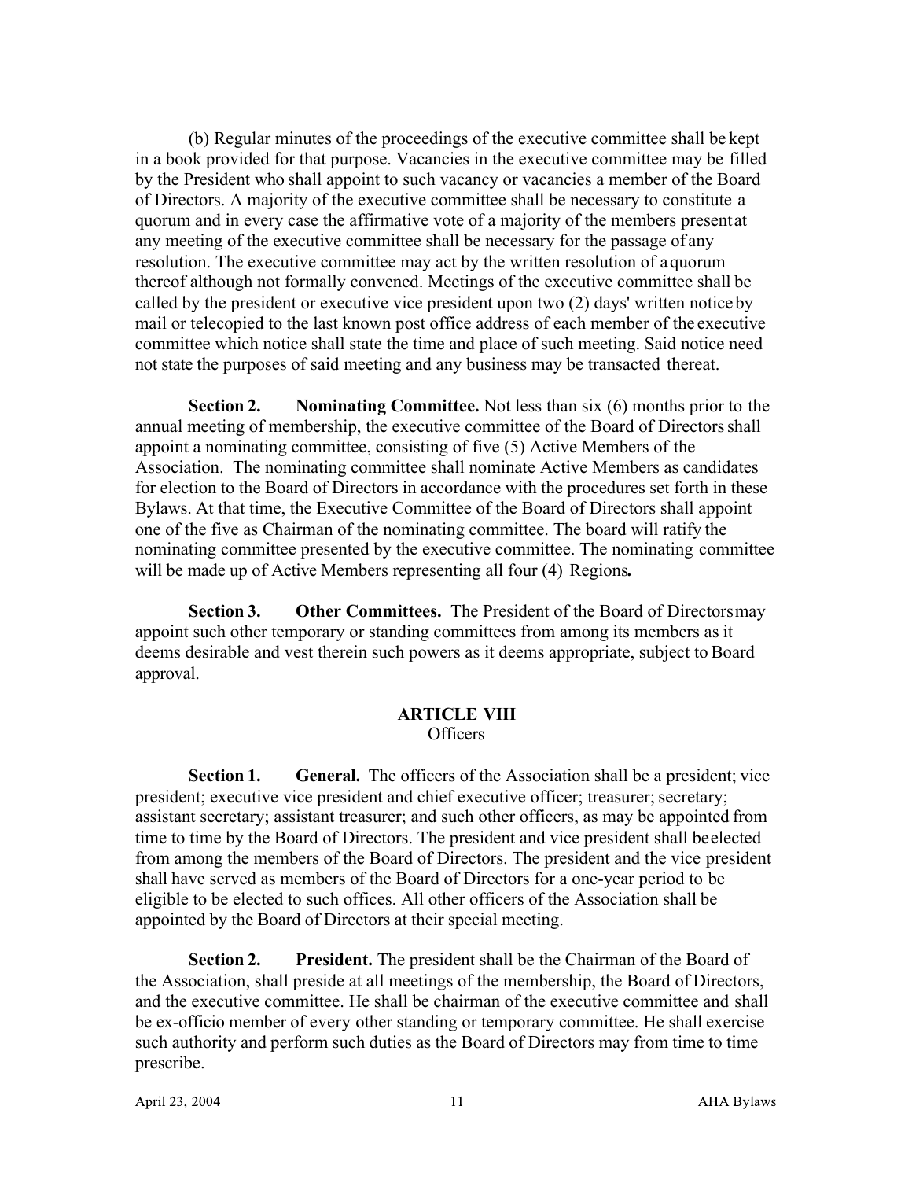(b) Regular minutes of the proceedings of the executive committee shall be kept in a book provided for that purpose. Vacancies in the executive committee may be filled by the President who shall appoint to such vacancy or vacancies a member of the Board of Directors. A majority of the executive committee shall be necessary to constitute a quorum and in every case the affirmative vote of a majority of the members present at any meeting of the executive committee shall be necessary for the passage of any resolution. The executive committee may act by the written resolution of a quorum thereof although not formally convened. Meetings of the executive committee shall be called by the president or executive vice president upon two (2) days' written notice by mail or telecopied to the last known post office address of each member of the executive committee which notice shall state the time and place of such meeting. Said notice need not state the purposes of said meeting and any business may be transacted thereat.

**Section 2. Nominating Committee.** Not less than six (6) months prior to the annual meeting of membership, the executive committee of the Board of Directors shall appoint a nominating committee, consisting of five (5) Active Members of the Association. The nominating committee shall nominate Active Members as candidates for election to the Board of Directors in accordance with the procedures set forth in these Bylaws. At that time, the Executive Committee of the Board of Directors shall appoint one of the five as Chairman of the nominating committee. The board will ratify the nominating committee presented by the executive committee. The nominating committee will be made up of Active Members representing all four (4) Regions**.**

**Section 3. Other Committees.** The President of the Board of Directors may appoint such other temporary or standing committees from among its members as it deems desirable and vest therein such powers as it deems appropriate, subject to Board approval.

## ARTICLE VIII
Officers

**Section 1. General.** The officers of the Association shall be a president; vice president; executive vice president and chief executive officer; treasurer; secretary; assistant secretary; assistant treasurer; and such other officers, as may be appointed from time to time by the Board of Directors. The president and vice president shall be elected from among the members of the Board of Directors. The president and the vice president shall have served as members of the Board of Directors for a one-year period to be eligible to be elected to such offices. All other officers of the Association shall be appointed by the Board of Directors at their special meeting.

**Section 2. President.** The president shall be the Chairman of the Board of the Association, shall preside at all meetings of the membership, the Board of Directors, and the executive committee. He shall be chairman of the executive committee and shall be ex-officio member of every other standing or temporary committee. He shall exercise such authority and perform such duties as the Board of Directors may from time to time prescribe.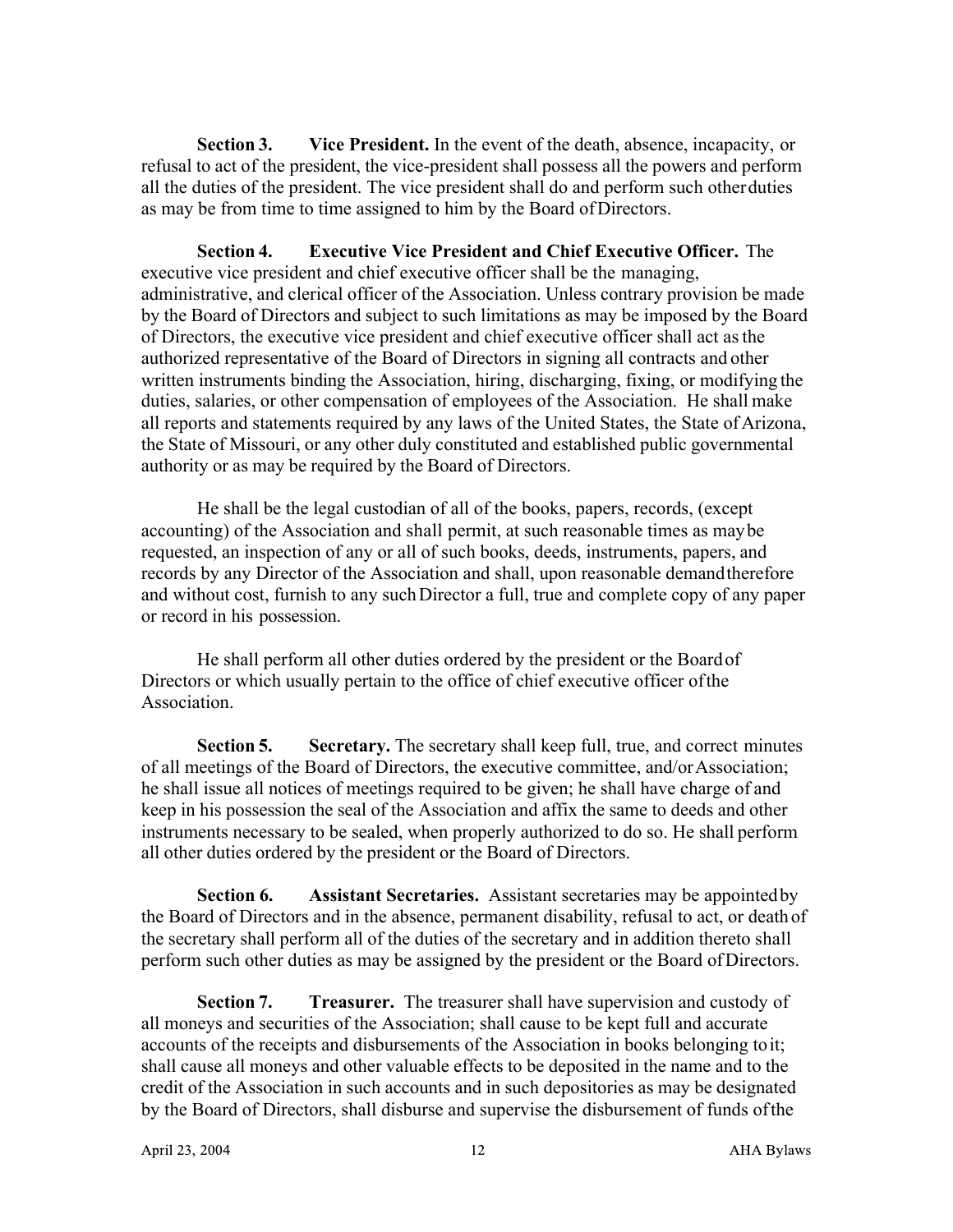**Section 3. Vice President.** In the event of the death, absence, incapacity, or refusal to act of the president, the vice-president shall possess all the powers and perform all the duties of the president. The vice president shall do and perform such other duties as may be from time to time assigned to him by the Board of Directors.

**Section 4. Executive Vice President and Chief Executive Officer.** The executive vice president and chief executive officer shall be the managing, administrative, and clerical officer of the Association. Unless contrary provision be made by the Board of Directors and subject to such limitations as may be imposed by the Board of Directors, the executive vice president and chief executive officer shall act as the authorized representative of the Board of Directors in signing all contracts and other written instruments binding the Association, hiring, discharging, fixing, or modifying the duties, salaries, or other compensation of employees of the Association. He shall make all reports and statements required by any laws of the United States, the State of Arizona, the State of Missouri, or any other duly constituted and established public governmental authority or as may be required by the Board of Directors.

He shall be the legal custodian of all of the books, papers, records, (except accounting) of the Association and shall permit, at such reasonable times as may be requested, an inspection of any or all of such books, deeds, instruments, papers, and records by any Director of the Association and shall, upon reasonable demand therefore and without cost, furnish to any such Director a full, true and complete copy of any paper or record in his possession.

He shall perform all other duties ordered by the president or the Board of Directors or which usually pertain to the office of chief executive officer of the Association.

**Section 5. Secretary.** The secretary shall keep full, true, and correct minutes of all meetings of the Board of Directors, the executive committee, and/or Association; he shall issue all notices of meetings required to be given; he shall have charge of and keep in his possession the seal of the Association and affix the same to deeds and other instruments necessary to be sealed, when properly authorized to do so. He shall perform all other duties ordered by the president or the Board of Directors.

**Section 6. Assistant Secretaries.** Assistant secretaries may be appointed by the Board of Directors and in the absence, permanent disability, refusal to act, or death of the secretary shall perform all of the duties of the secretary and in addition thereto shall perform such other duties as may be assigned by the president or the Board of Directors.

**Section 7. Treasurer.** The treasurer shall have supervision and custody of all moneys and securities of the Association; shall cause to be kept full and accurate accounts of the receipts and disbursements of the Association in books belonging to it; shall cause all moneys and other valuable effects to be deposited in the name and to the credit of the Association in such accounts and in such depositories as may be designated by the Board of Directors, shall disburse and supervise the disbursement of funds of the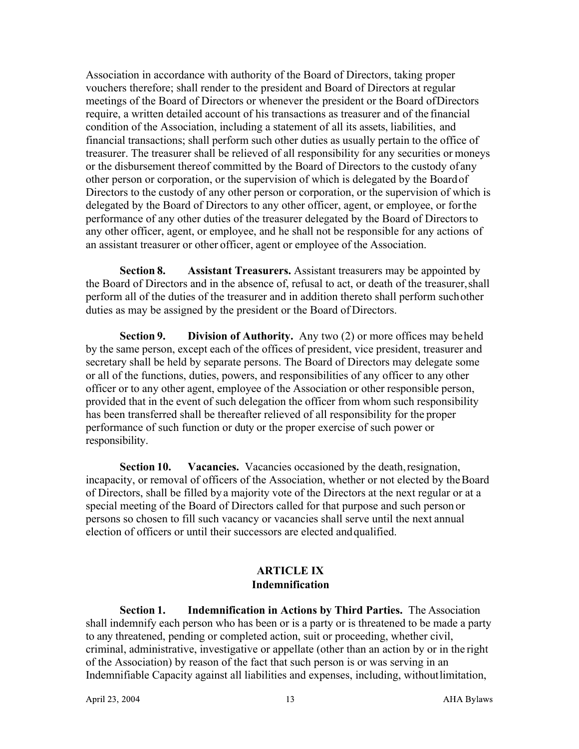Association in accordance with authority of the Board of Directors, taking proper vouchers therefore; shall render to the president and Board of Directors at regular meetings of the Board of Directors or whenever the president or the Board of Directors require, a written detailed account of his transactions as treasurer and of the financial condition of the Association, including a statement of all its assets, liabilities, and financial transactions; shall perform such other duties as usually pertain to the office of treasurer. The treasurer shall be relieved of all responsibility for any securities or moneys or the disbursement thereof committed by the Board of Directors to the custody of any other person or corporation, or the supervision of which is delegated by the Board of Directors to the custody of any other person or corporation, or the supervision of which is delegated by the Board of Directors to any other officer, agent, or employee, or for the performance of any other duties of the treasurer delegated by the Board of Directors to any other officer, agent, or employee, and he shall not be responsible for any actions of an assistant treasurer or other officer, agent or employee of the Association.

**Section 8. Assistant Treasurers.** Assistant treasurers may be appointed by the Board of Directors and in the absence of, refusal to act, or death of the treasurer, shall perform all of the duties of the treasurer and in addition thereto shall perform such other duties as may be assigned by the president or the Board of Directors.

**Section 9. Division of Authority.** Any two (2) or more offices may be held by the same person, except each of the offices of president, vice president, treasurer and secretary shall be held by separate persons. The Board of Directors may delegate some or all of the functions, duties, powers, and responsibilities of any officer to any other officer or to any other agent, employee of the Association or other responsible person, provided that in the event of such delegation the officer from whom such responsibility has been transferred shall be thereafter relieved of all responsibility for the proper performance of such function or duty or the proper exercise of such power or responsibility.

**Section 10. Vacancies.** Vacancies occasioned by the death, resignation, incapacity, or removal of officers of the Association, whether or not elected by the Board of Directors, shall be filled by a majority vote of the Directors at the next regular or at a special meeting of the Board of Directors called for that purpose and such person or persons so chosen to fill such vacancy or vacancies shall serve until the next annual election of officers or until their successors are elected and qualified.

## ARTICLE IX
## Indemnification

**Section 1. Indemnification in Actions by Third Parties.** The Association shall indemnify each person who has been or is a party or is threatened to be made a party to any threatened, pending or completed action, suit or proceeding, whether civil, criminal, administrative, investigative or appellate (other than an action by or in the right of the Association) by reason of the fact that such person is or was serving in an Indemnifiable Capacity against all liabilities and expenses, including, without limitation,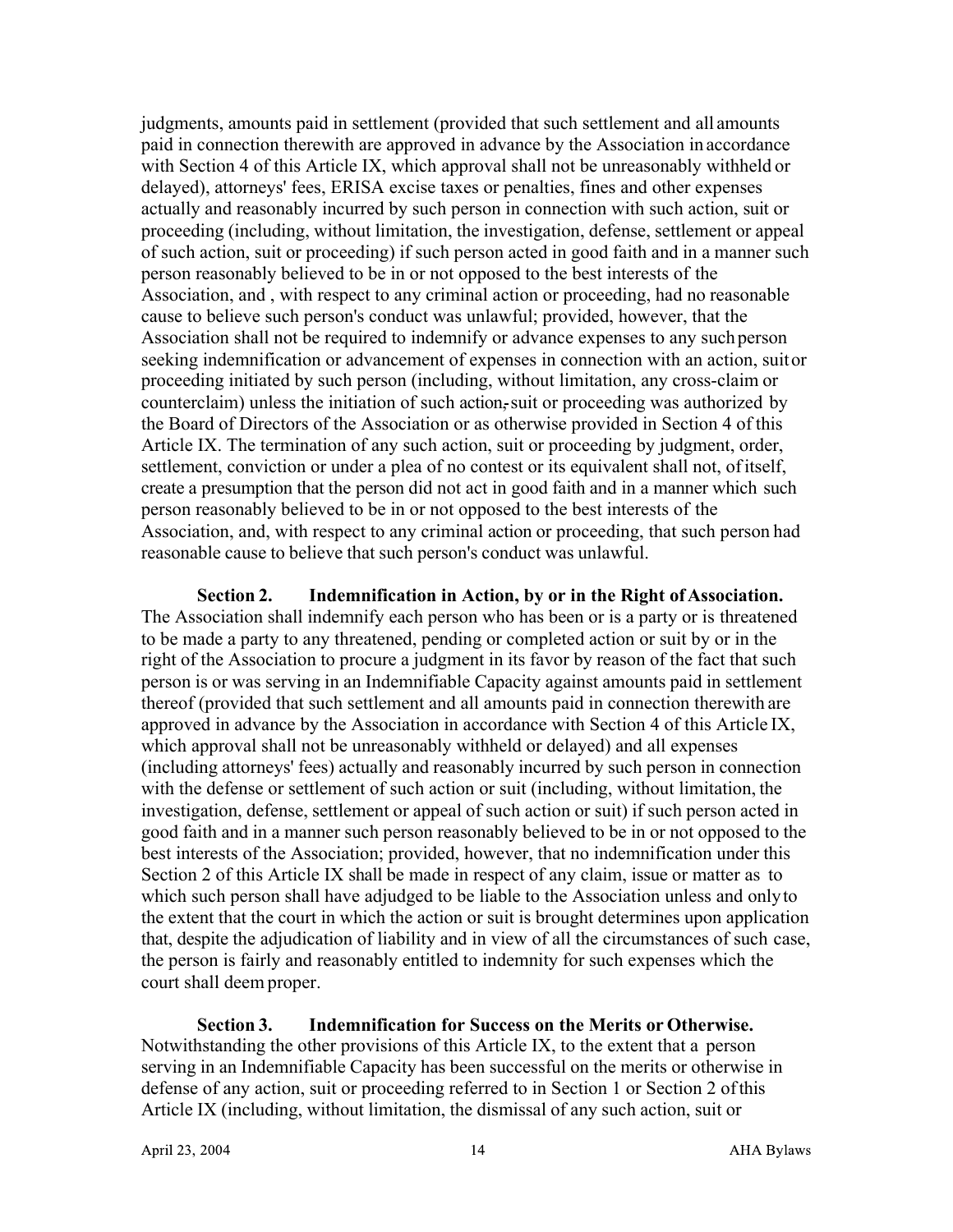judgments, amounts paid in settlement (provided that such settlement and all amounts paid in connection therewith are approved in advance by the Association in accordance with Section 4 of this Article IX, which approval shall not be unreasonably withheld or delayed), attorneys' fees, ERISA excise taxes or penalties, fines and other expenses actually and reasonably incurred by such person in connection with such action, suit or proceeding (including, without limitation, the investigation, defense, settlement or appeal of such action, suit or proceeding) if such person acted in good faith and in a manner such person reasonably believed to be in or not opposed to the best interests of the Association, and , with respect to any criminal action or proceeding, had no reasonable cause to believe such person's conduct was unlawful; provided, however, that the Association shall not be required to indemnify or advance expenses to any such person seeking indemnification or advancement of expenses in connection with an action, suit or proceeding initiated by such person (including, without limitation, any cross-claim or counterclaim) unless the initiation of such action, suit or proceeding was authorized by the Board of Directors of the Association or as otherwise provided in Section 4 of this Article IX. The termination of any such action, suit or proceeding by judgment, order, settlement, conviction or under a plea of no contest or its equivalent shall not, of itself, create a presumption that the person did not act in good faith and in a manner which such person reasonably believed to be in or not opposed to the best interests of the Association, and, with respect to any criminal action or proceeding, that such person had reasonable cause to believe that such person's conduct was unlawful.

**Section 2. Indemnification in Action, by or in the Right of Association.** The Association shall indemnify each person who has been or is a party or is threatened to be made a party to any threatened, pending or completed action or suit by or in the right of the Association to procure a judgment in its favor by reason of the fact that such person is or was serving in an Indemnifiable Capacity against amounts paid in settlement thereof (provided that such settlement and all amounts paid in connection therewith are approved in advance by the Association in accordance with Section 4 of this Article IX, which approval shall not be unreasonably withheld or delayed) and all expenses (including attorneys' fees) actually and reasonably incurred by such person in connection with the defense or settlement of such action or suit (including, without limitation, the investigation, defense, settlement or appeal of such action or suit) if such person acted in good faith and in a manner such person reasonably believed to be in or not opposed to the best interests of the Association; provided, however, that no indemnification under this Section 2 of this Article IX shall be made in respect of any claim, issue or matter as to which such person shall have adjudged to be liable to the Association unless and only to the extent that the court in which the action or suit is brought determines upon application that, despite the adjudication of liability and in view of all the circumstances of such case, the person is fairly and reasonably entitled to indemnity for such expenses which the court shall deem proper.

**Section 3. Indemnification for Success on the Merits or Otherwise.** Notwithstanding the other provisions of this Article IX, to the extent that a person serving in an Indemnifiable Capacity has been successful on the merits or otherwise in defense of any action, suit or proceeding referred to in Section 1 or Section 2 of this Article IX (including, without limitation, the dismissal of any such action, suit or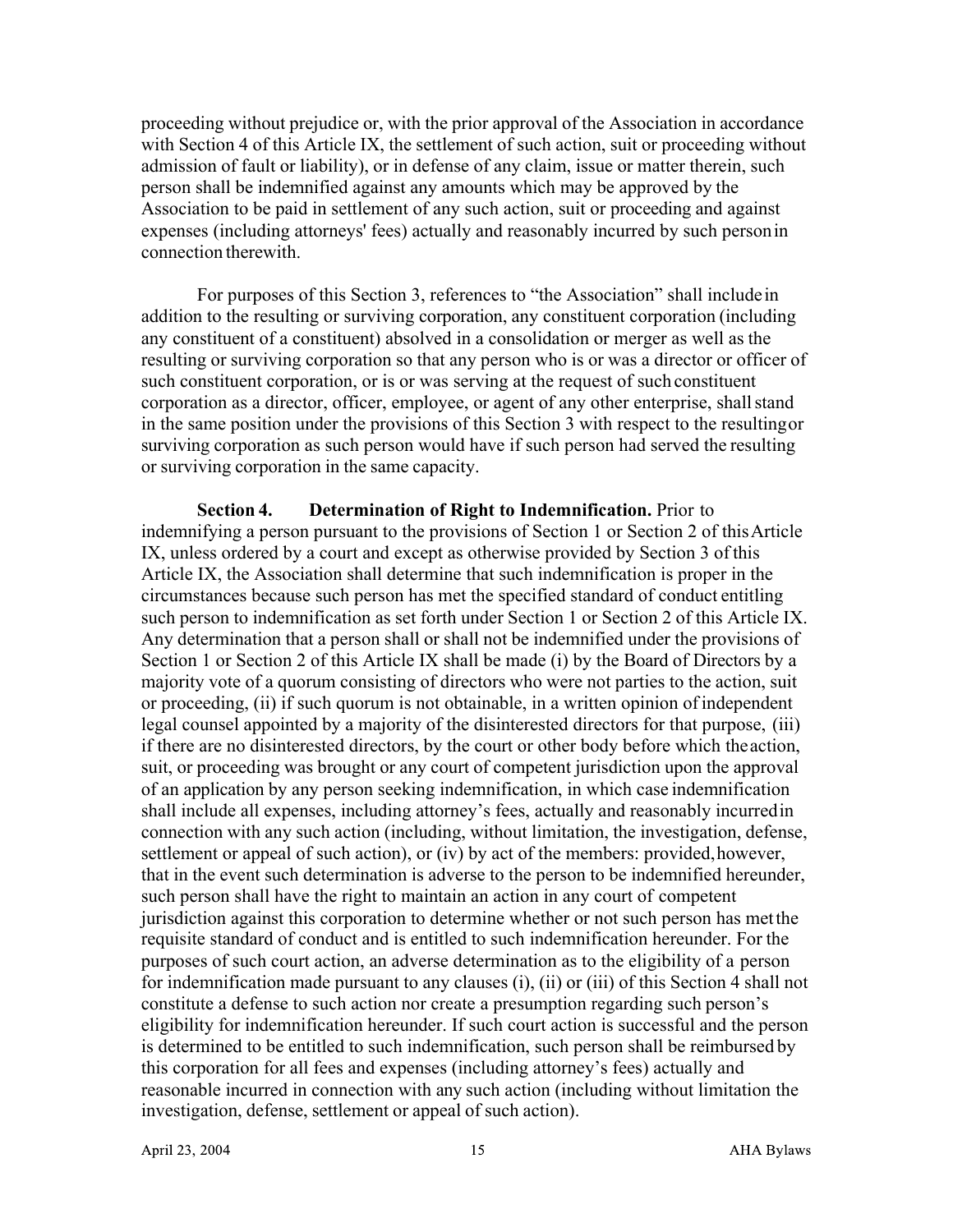proceeding without prejudice or, with the prior approval of the Association in accordance with Section 4 of this Article IX, the settlement of such action, suit or proceeding without admission of fault or liability), or in defense of any claim, issue or matter therein, such person shall be indemnified against any amounts which may be approved by the Association to be paid in settlement of any such action, suit or proceeding and against expenses (including attorneys' fees) actually and reasonably incurred by such person in connection therewith.

For purposes of this Section 3, references to "the Association" shall include in addition to the resulting or surviving corporation, any constituent corporation (including any constituent of a constituent) absolved in a consolidation or merger as well as the resulting or surviving corporation so that any person who is or was a director or officer of such constituent corporation, or is or was serving at the request of such constituent corporation as a director, officer, employee, or agent of any other enterprise, shall stand in the same position under the provisions of this Section 3 with respect to the resulting or surviving corporation as such person would have if such person had served the resulting or surviving corporation in the same capacity.

**Section 4. Determination of Right to Indemnification.** Prior to indemnifying a person pursuant to the provisions of Section 1 or Section 2 of this Article IX, unless ordered by a court and except as otherwise provided by Section 3 of this Article IX, the Association shall determine that such indemnification is proper in the circumstances because such person has met the specified standard of conduct entitling such person to indemnification as set forth under Section 1 or Section 2 of this Article IX. Any determination that a person shall or shall not be indemnified under the provisions of Section 1 or Section 2 of this Article IX shall be made (i) by the Board of Directors by a majority vote of a quorum consisting of directors who were not parties to the action, suit or proceeding, (ii) if such quorum is not obtainable, in a written opinion of independent legal counsel appointed by a majority of the disinterested directors for that purpose, (iii) if there are no disinterested directors, by the court or other body before which the action, suit, or proceeding was brought or any court of competent jurisdiction upon the approval of an application by any person seeking indemnification, in which case indemnification shall include all expenses, including attorney's fees, actually and reasonably incurred in connection with any such action (including, without limitation, the investigation, defense, settlement or appeal of such action), or (iv) by act of the members: provided, however, that in the event such determination is adverse to the person to be indemnified hereunder, such person shall have the right to maintain an action in any court of competent jurisdiction against this corporation to determine whether or not such person has met the requisite standard of conduct and is entitled to such indemnification hereunder. For the purposes of such court action, an adverse determination as to the eligibility of a person for indemnification made pursuant to any clauses (i), (ii) or (iii) of this Section 4 shall not constitute a defense to such action nor create a presumption regarding such person's eligibility for indemnification hereunder. If such court action is successful and the person is determined to be entitled to such indemnification, such person shall be reimbursed by this corporation for all fees and expenses (including attorney's fees) actually and reasonable incurred in connection with any such action (including without limitation the investigation, defense, settlement or appeal of such action).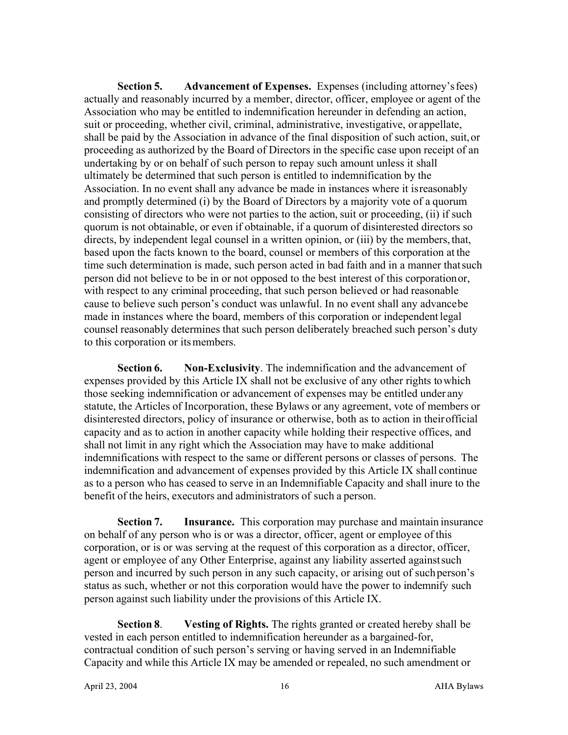**Section 5. Advancement of Expenses.** Expenses (including attorney's fees) actually and reasonably incurred by a member, director, officer, employee or agent of the Association who may be entitled to indemnification hereunder in defending an action, suit or proceeding, whether civil, criminal, administrative, investigative, or appellate, shall be paid by the Association in advance of the final disposition of such action, suit, or proceeding as authorized by the Board of Directors in the specific case upon receipt of an undertaking by or on behalf of such person to repay such amount unless it shall ultimately be determined that such person is entitled to indemnification by the Association. In no event shall any advance be made in instances where it is reasonably and promptly determined (i) by the Board of Directors by a majority vote of a quorum consisting of directors who were not parties to the action, suit or proceeding, (ii) if such quorum is not obtainable, or even if obtainable, if a quorum of disinterested directors so directs, by independent legal counsel in a written opinion, or (iii) by the members, that, based upon the facts known to the board, counsel or members of this corporation at the time such determination is made, such person acted in bad faith and in a manner that such person did not believe to be in or not opposed to the best interest of this corporation or, with respect to any criminal proceeding, that such person believed or had reasonable cause to believe such person's conduct was unlawful. In no event shall any advance be made in instances where the board, members of this corporation or independent legal counsel reasonably determines that such person deliberately breached such person's duty to this corporation or its members.

**Section 6. Non-Exclusivity**. The indemnification and the advancement of expenses provided by this Article IX shall not be exclusive of any other rights to which those seeking indemnification or advancement of expenses may be entitled under any statute, the Articles of Incorporation, these Bylaws or any agreement, vote of members or disinterested directors, policy of insurance or otherwise, both as to action in their official capacity and as to action in another capacity while holding their respective offices, and shall not limit in any right which the Association may have to make additional indemnifications with respect to the same or different persons or classes of persons. The indemnification and advancement of expenses provided by this Article IX shall continue as to a person who has ceased to serve in an Indemnifiable Capacity and shall inure to the benefit of the heirs, executors and administrators of such a person.

**Section 7. Insurance.** This corporation may purchase and maintain insurance on behalf of any person who is or was a director, officer, agent or employee of this corporation, or is or was serving at the request of this corporation as a director, officer, agent or employee of any Other Enterprise, against any liability asserted against such person and incurred by such person in any such capacity, or arising out of such person's status as such, whether or not this corporation would have the power to indemnify such person against such liability under the provisions of this Article IX.

**Section 8**. **Vesting of Rights.** The rights granted or created hereby shall be vested in each person entitled to indemnification hereunder as a bargained-for, contractual condition of such person's serving or having served in an Indemnifiable Capacity and while this Article IX may be amended or repealed, no such amendment or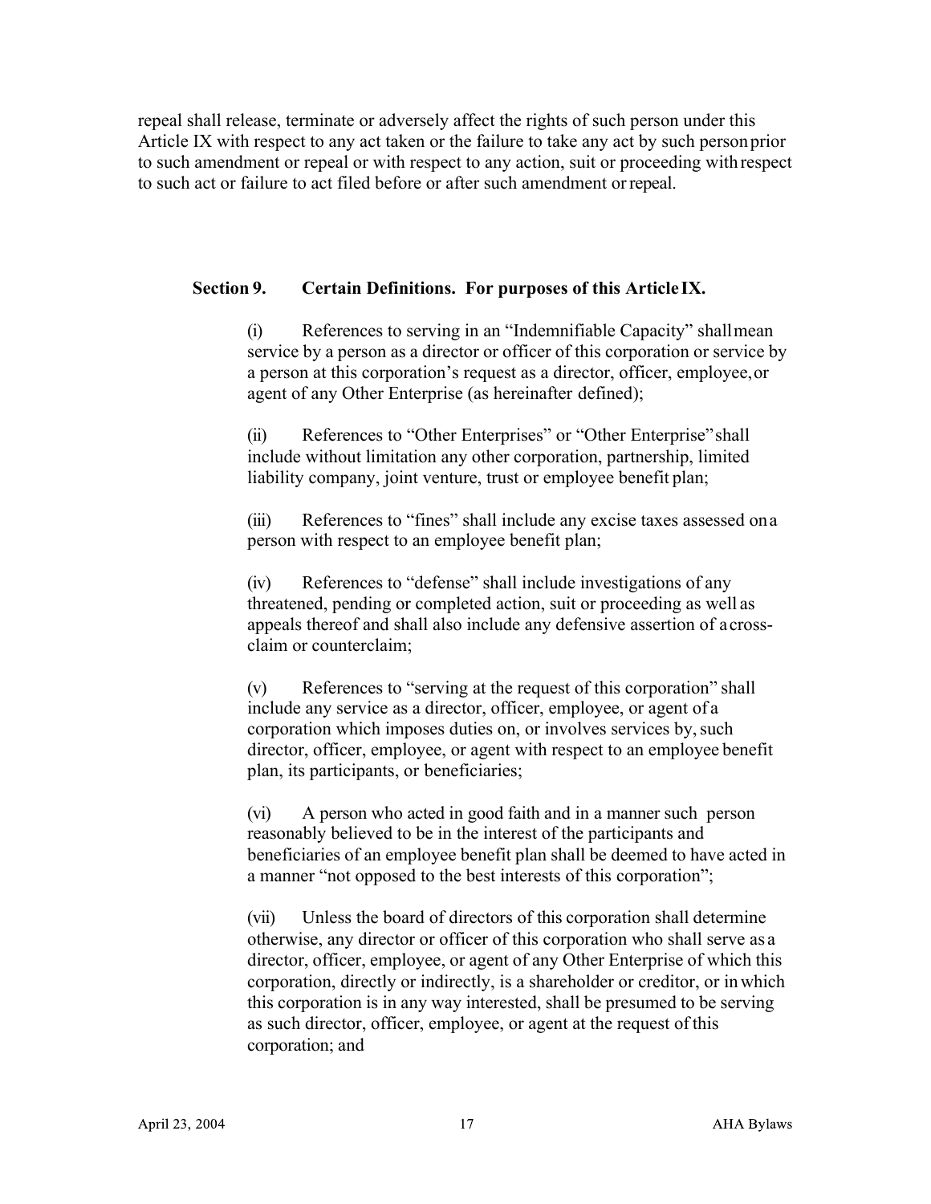repeal shall release, terminate or adversely affect the rights of such person under this Article IX with respect to any act taken or the failure to take any act by such person prior to such amendment or repeal or with respect to any action, suit or proceeding with respect to such act or failure to act filed before or after such amendment or repeal.

**Section 9. Certain Definitions. For purposes of this Article IX.**

(i) References to serving in an "Indemnifiable Capacity" shall mean service by a person as a director or officer of this corporation or service by a person at this corporation's request as a director, officer, employee, or agent of any Other Enterprise (as hereinafter defined);

(ii) References to "Other Enterprises" or "Other Enterprise" shall include without limitation any other corporation, partnership, limited liability company, joint venture, trust or employee benefit plan;

(iii) References to "fines" shall include any excise taxes assessed on a person with respect to an employee benefit plan;

(iv) References to "defense" shall include investigations of any threatened, pending or completed action, suit or proceeding as well as appeals thereof and shall also include any defensive assertion of a cross-claim or counterclaim;

(v) References to "serving at the request of this corporation" shall include any service as a director, officer, employee, or agent of a corporation which imposes duties on, or involves services by, such director, officer, employee, or agent with respect to an employee benefit plan, its participants, or beneficiaries;

(vi) A person who acted in good faith and in a manner such person reasonably believed to be in the interest of the participants and beneficiaries of an employee benefit plan shall be deemed to have acted in a manner "not opposed to the best interests of this corporation";

(vii) Unless the board of directors of this corporation shall determine otherwise, any director or officer of this corporation who shall serve as a director, officer, employee, or agent of any Other Enterprise of which this corporation, directly or indirectly, is a shareholder or creditor, or in which this corporation is in any way interested, shall be presumed to be serving as such director, officer, employee, or agent at the request of this corporation; and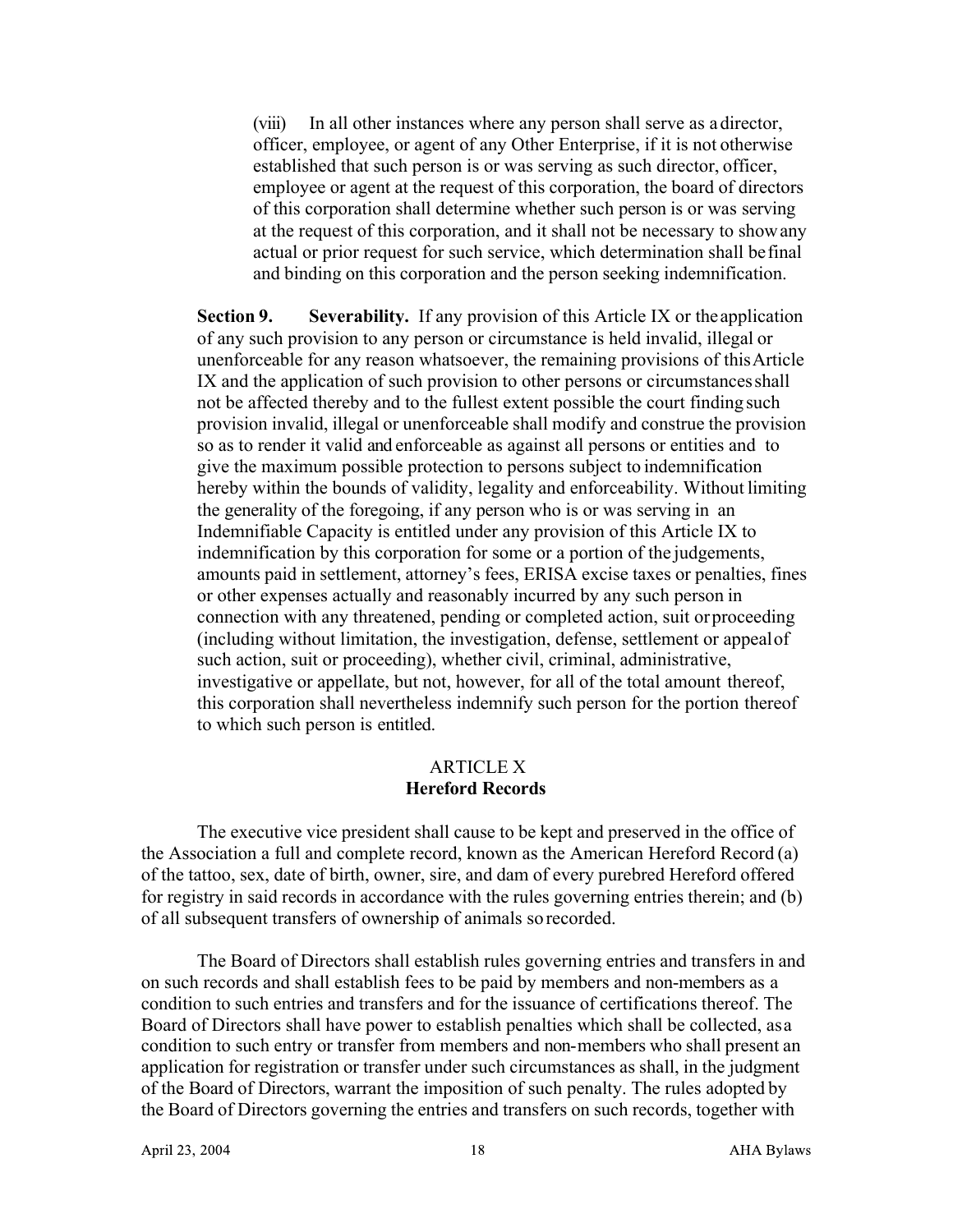(viii) In all other instances where any person shall serve as a director, officer, employee, or agent of any Other Enterprise, if it is not otherwise established that such person is or was serving as such director, officer, employee or agent at the request of this corporation, the board of directors of this corporation shall determine whether such person is or was serving at the request of this corporation, and it shall not be necessary to show any actual or prior request for such service, which determination shall be final and binding on this corporation and the person seeking indemnification.

**Section 9. Severability.** If any provision of this Article IX or the application of any such provision to any person or circumstance is held invalid, illegal or unenforceable for any reason whatsoever, the remaining provisions of this Article IX and the application of such provision to other persons or circumstances shall not be affected thereby and to the fullest extent possible the court finding such provision invalid, illegal or unenforceable shall modify and construe the provision so as to render it valid and enforceable as against all persons or entities and to give the maximum possible protection to persons subject to indemnification hereby within the bounds of validity, legality and enforceability. Without limiting the generality of the foregoing, if any person who is or was serving in an Indemnifiable Capacity is entitled under any provision of this Article IX to indemnification by this corporation for some or a portion of the judgements, amounts paid in settlement, attorney's fees, ERISA excise taxes or penalties, fines or other expenses actually and reasonably incurred by any such person in connection with any threatened, pending or completed action, suit or proceeding (including without limitation, the investigation, defense, settlement or appeal of such action, suit or proceeding), whether civil, criminal, administrative, investigative or appellate, but not, however, for all of the total amount thereof, this corporation shall nevertheless indemnify such person for the portion thereof to which such person is entitled.

## ARTICLE X
## Hereford Records

The executive vice president shall cause to be kept and preserved in the office of the Association a full and complete record, known as the American Hereford Record (a) of the tattoo, sex, date of birth, owner, sire, and dam of every purebred Hereford offered for registry in said records in accordance with the rules governing entries therein; and (b) of all subsequent transfers of ownership of animals so recorded.

The Board of Directors shall establish rules governing entries and transfers in and on such records and shall establish fees to be paid by members and non-members as a condition to such entries and transfers and for the issuance of certifications thereof. The Board of Directors shall have power to establish penalties which shall be collected, as a condition to such entry or transfer from members and non-members who shall present an application for registration or transfer under such circumstances as shall, in the judgment of the Board of Directors, warrant the imposition of such penalty. The rules adopted by the Board of Directors governing the entries and transfers on such records, together with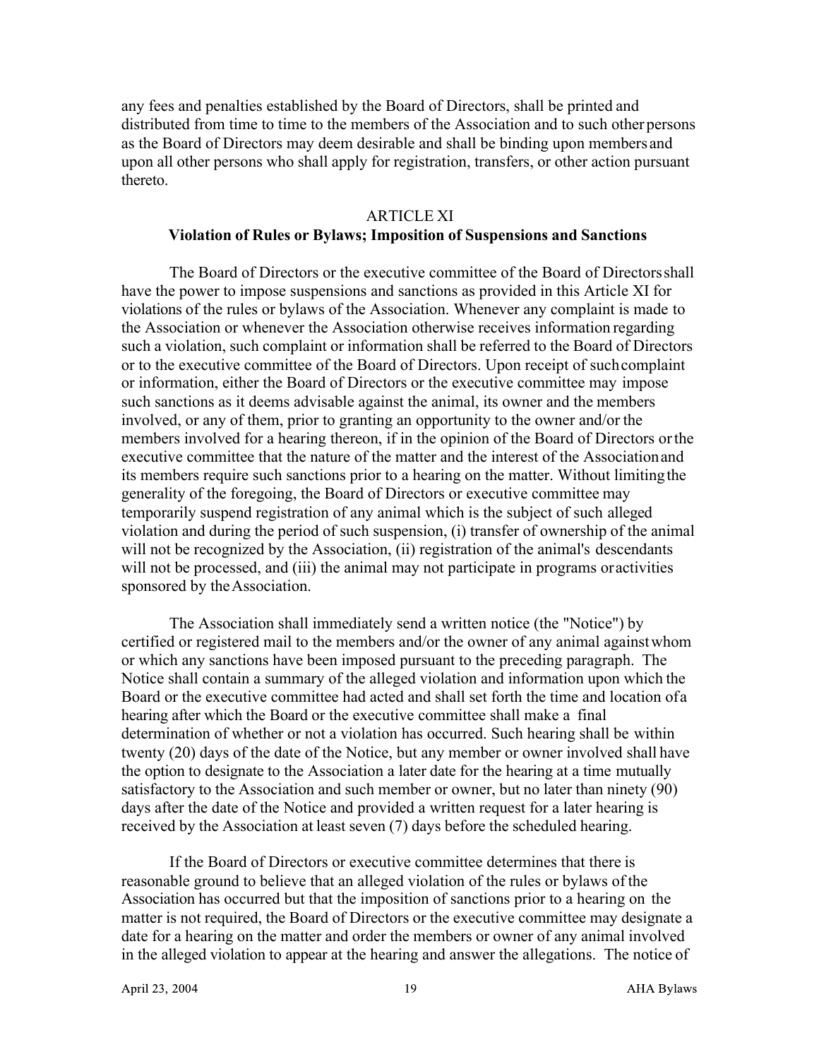any fees and penalties established by the Board of Directors, shall be printed and distributed from time to time to the members of the Association and to such other persons as the Board of Directors may deem desirable and shall be binding upon members and upon all other persons who shall apply for registration, transfers, or other action pursuant thereto.

## ARTICLE XI
### Violation of Rules or Bylaws; Imposition of Suspensions and Sanctions

The Board of Directors or the executive committee of the Board of Directors shall have the power to impose suspensions and sanctions as provided in this Article XI for violations of the rules or bylaws of the Association. Whenever any complaint is made to the Association or whenever the Association otherwise receives information regarding such a violation, such complaint or information shall be referred to the Board of Directors or to the executive committee of the Board of Directors. Upon receipt of such complaint or information, either the Board of Directors or the executive committee may impose such sanctions as it deems advisable against the animal, its owner and the members involved, or any of them, prior to granting an opportunity to the owner and/or the members involved for a hearing thereon, if in the opinion of the Board of Directors or the executive committee that the nature of the matter and the interest of the Association and its members require such sanctions prior to a hearing on the matter. Without limiting the generality of the foregoing, the Board of Directors or executive committee may temporarily suspend registration of any animal which is the subject of such alleged violation and during the period of such suspension, (i) transfer of ownership of the animal will not be recognized by the Association, (ii) registration of the animal's descendants will not be processed, and (iii) the animal may not participate in programs or activities sponsored by the Association.

The Association shall immediately send a written notice (the "Notice") by certified or registered mail to the members and/or the owner of any animal against whom or which any sanctions have been imposed pursuant to the preceding paragraph. The Notice shall contain a summary of the alleged violation and information upon which the Board or the executive committee had acted and shall set forth the time and location of a hearing after which the Board or the executive committee shall make a final determination of whether or not a violation has occurred. Such hearing shall be within twenty (20) days of the date of the Notice, but any member or owner involved shall have the option to designate to the Association a later date for the hearing at a time mutually satisfactory to the Association and such member or owner, but no later than ninety (90) days after the date of the Notice and provided a written request for a later hearing is received by the Association at least seven (7) days before the scheduled hearing.

If the Board of Directors or executive committee determines that there is reasonable ground to believe that an alleged violation of the rules or bylaws of the Association has occurred but that the imposition of sanctions prior to a hearing on the matter is not required, the Board of Directors or the executive committee may designate a date for a hearing on the matter and order the members or owner of any animal involved in the alleged violation to appear at the hearing and answer the allegations. The notice of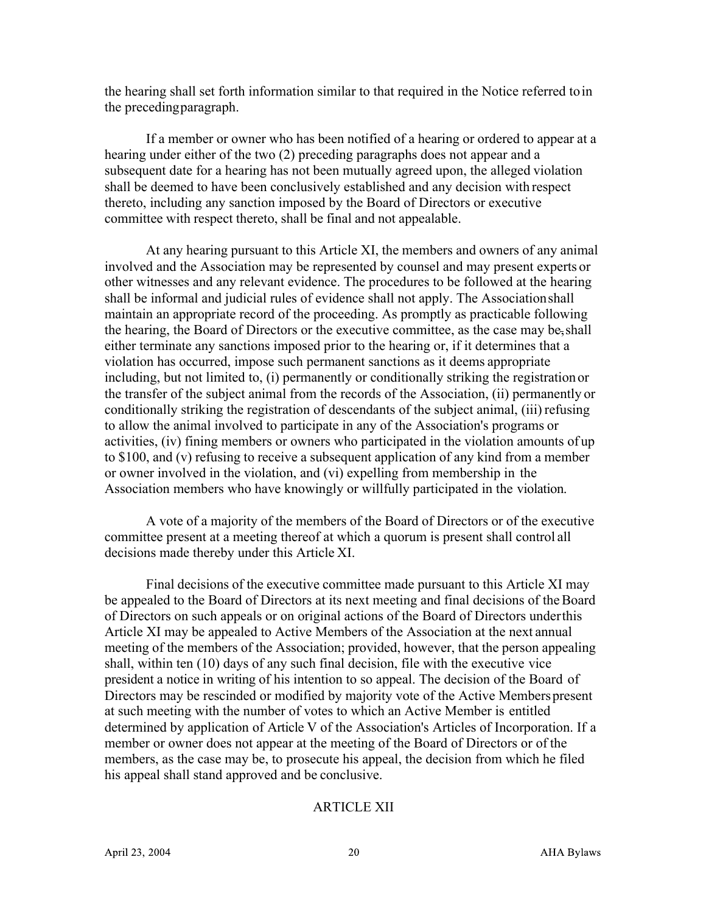the hearing shall set forth information similar to that required in the Notice referred to in the preceding paragraph.

If a member or owner who has been notified of a hearing or ordered to appear at a hearing under either of the two (2) preceding paragraphs does not appear and a subsequent date for a hearing has not been mutually agreed upon, the alleged violation shall be deemed to have been conclusively established and any decision with respect thereto, including any sanction imposed by the Board of Directors or executive committee with respect thereto, shall be final and not appealable.

At any hearing pursuant to this Article XI, the members and owners of any animal involved and the Association may be represented by counsel and may present experts or other witnesses and any relevant evidence. The procedures to be followed at the hearing shall be informal and judicial rules of evidence shall not apply. The Association shall maintain an appropriate record of the proceeding. As promptly as practicable following the hearing, the Board of Directors or the executive committee, as the case may be, shall either terminate any sanctions imposed prior to the hearing or, if it determines that a violation has occurred, impose such permanent sanctions as it deems appropriate including, but not limited to, (i) permanently or conditionally striking the registration or the transfer of the subject animal from the records of the Association, (ii) permanently or conditionally striking the registration of descendants of the subject animal, (iii) refusing to allow the animal involved to participate in any of the Association's programs or activities, (iv) fining members or owners who participated in the violation amounts of up to $100, and (v) refusing to receive a subsequent application of any kind from a member or owner involved in the violation, and (vi) expelling from membership in the Association members who have knowingly or willfully participated in the violation.

A vote of a majority of the members of the Board of Directors or of the executive committee present at a meeting thereof at which a quorum is present shall control all decisions made thereby under this Article XI.

Final decisions of the executive committee made pursuant to this Article XI may be appealed to the Board of Directors at its next meeting and final decisions of the Board of Directors on such appeals or on original actions of the Board of Directors under this Article XI may be appealed to Active Members of the Association at the next annual meeting of the members of the Association; provided, however, that the person appealing shall, within ten (10) days of any such final decision, file with the executive vice president a notice in writing of his intention to so appeal. The decision of the Board of Directors may be rescinded or modified by majority vote of the Active Members present at such meeting with the number of votes to which an Active Member is entitled determined by application of Article V of the Association's Articles of Incorporation. If a member or owner does not appear at the meeting of the Board of Directors or of the members, as the case may be, to prosecute his appeal, the decision from which he filed his appeal shall stand approved and be conclusive.

## ARTICLE XII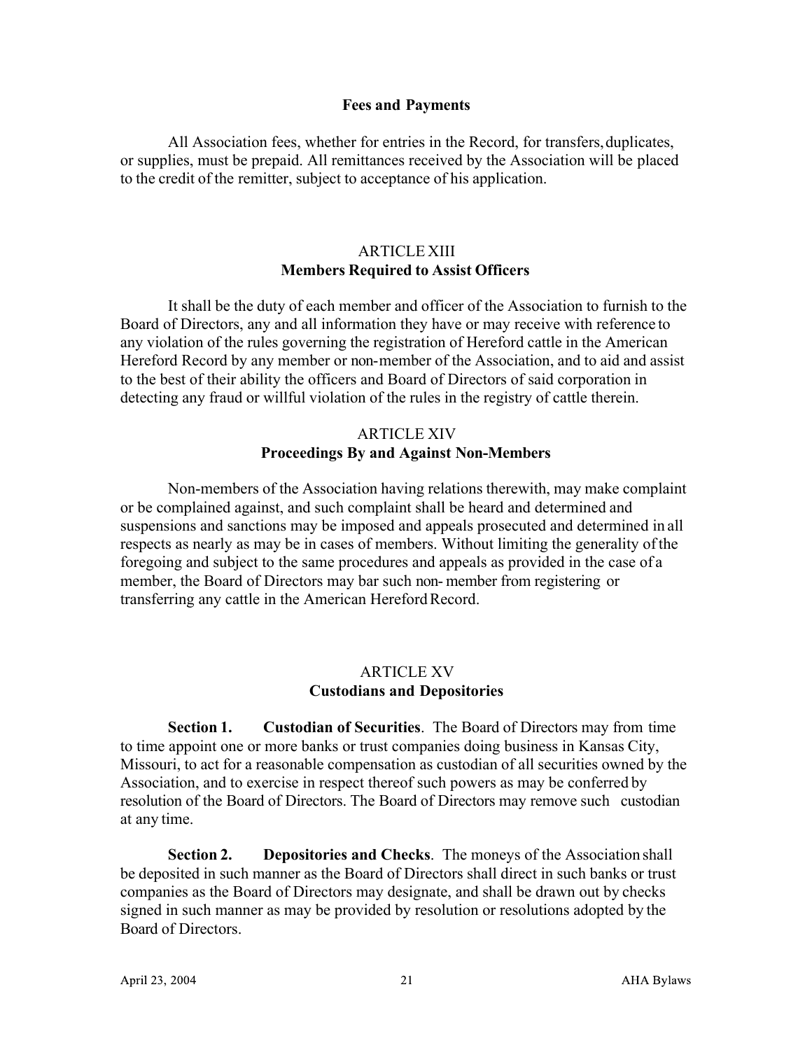### Fees and Payments

All Association fees, whether for entries in the Record, for transfers, duplicates, or supplies, must be prepaid. All remittances received by the Association will be placed to the credit of the remitter, subject to acceptance of his application.

## ARTICLE XIII
### Members Required to Assist Officers

It shall be the duty of each member and officer of the Association to furnish to the Board of Directors, any and all information they have or may receive with reference to any violation of the rules governing the registration of Hereford cattle in the American Hereford Record by any member or non-member of the Association, and to aid and assist to the best of their ability the officers and Board of Directors of said corporation in detecting any fraud or willful violation of the rules in the registry of cattle therein.

## ARTICLE XIV
### Proceedings By and Against Non-Members

Non-members of the Association having relations therewith, may make complaint or be complained against, and such complaint shall be heard and determined and suspensions and sanctions may be imposed and appeals prosecuted and determined in all respects as nearly as may be in cases of members. Without limiting the generality of the foregoing and subject to the same procedures and appeals as provided in the case of a member, the Board of Directors may bar such non- member from registering or transferring any cattle in the American Hereford Record.

## ARTICLE XV
### Custodians and Depositories

**Section 1. Custodian of Securities**. The Board of Directors may from time to time appoint one or more banks or trust companies doing business in Kansas City, Missouri, to act for a reasonable compensation as custodian of all securities owned by the Association, and to exercise in respect thereof such powers as may be conferred by resolution of the Board of Directors. The Board of Directors may remove such custodian at any time.

**Section 2. Depositories and Checks**. The moneys of the Association shall be deposited in such manner as the Board of Directors shall direct in such banks or trust companies as the Board of Directors may designate, and shall be drawn out by checks signed in such manner as may be provided by resolution or resolutions adopted by the Board of Directors.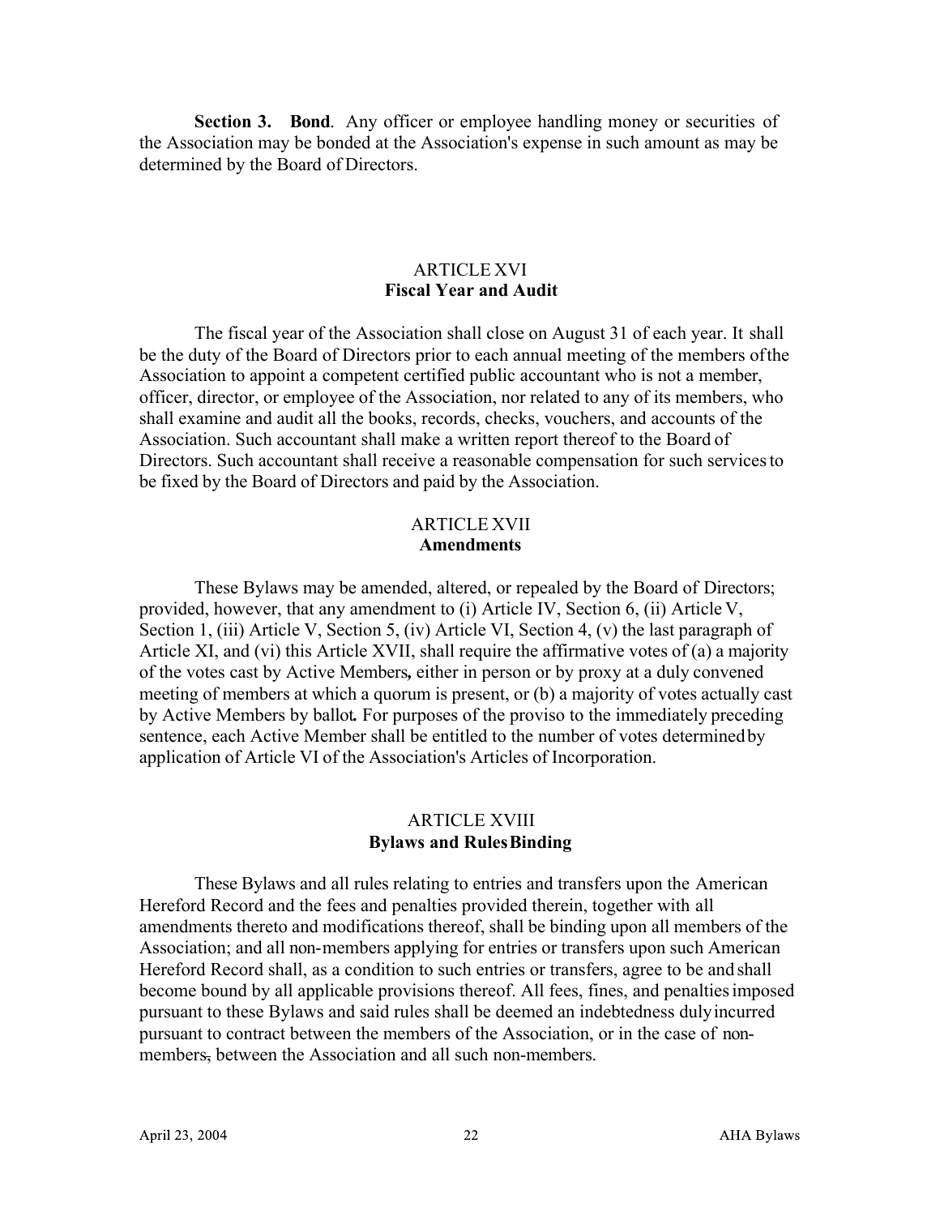**Section 3. Bond**. Any officer or employee handling money or securities of the Association may be bonded at the Association's expense in such amount as may be determined by the Board of Directors.

## ARTICLE XVI
## Fiscal Year and Audit

The fiscal year of the Association shall close on August 31 of each year. It shall be the duty of the Board of Directors prior to each annual meeting of the members of the Association to appoint a competent certified public accountant who is not a member, officer, director, or employee of the Association, nor related to any of its members, who shall examine and audit all the books, records, checks, vouchers, and accounts of the Association. Such accountant shall make a written report thereof to the Board of Directors. Such accountant shall receive a reasonable compensation for such services to be fixed by the Board of Directors and paid by the Association.

## ARTICLE XVII
## Amendments

These Bylaws may be amended, altered, or repealed by the Board of Directors; provided, however, that any amendment to (i) Article IV, Section 6, (ii) Article V, Section 1, (iii) Article V, Section 5, (iv) Article VI, Section 4, (v) the last paragraph of Article XI, and (vi) this Article XVII, shall require the affirmative votes of (a) a majority of the votes cast by Active Members**,** either in person or by proxy at a duly convened meeting of members at which a quorum is present, or (b) a majority of votes actually cast by Active Members by ballot**.** For purposes of the proviso to the immediately preceding sentence, each Active Member shall be entitled to the number of votes determined by application of Article VI of the Association's Articles of Incorporation.

## ARTICLE XVIII
## Bylaws and Rules Binding

These Bylaws and all rules relating to entries and transfers upon the American Hereford Record and the fees and penalties provided therein, together with all amendments thereto and modifications thereof, shall be binding upon all members of the Association; and all non-members applying for entries or transfers upon such American Hereford Record shall, as a condition to such entries or transfers, agree to be and shall become bound by all applicable provisions thereof. All fees, fines, and penalties imposed pursuant to these Bylaws and said rules shall be deemed an indebtedness duly incurred pursuant to contract between the members of the Association, or in the case of non-members, between the Association and all such non-members.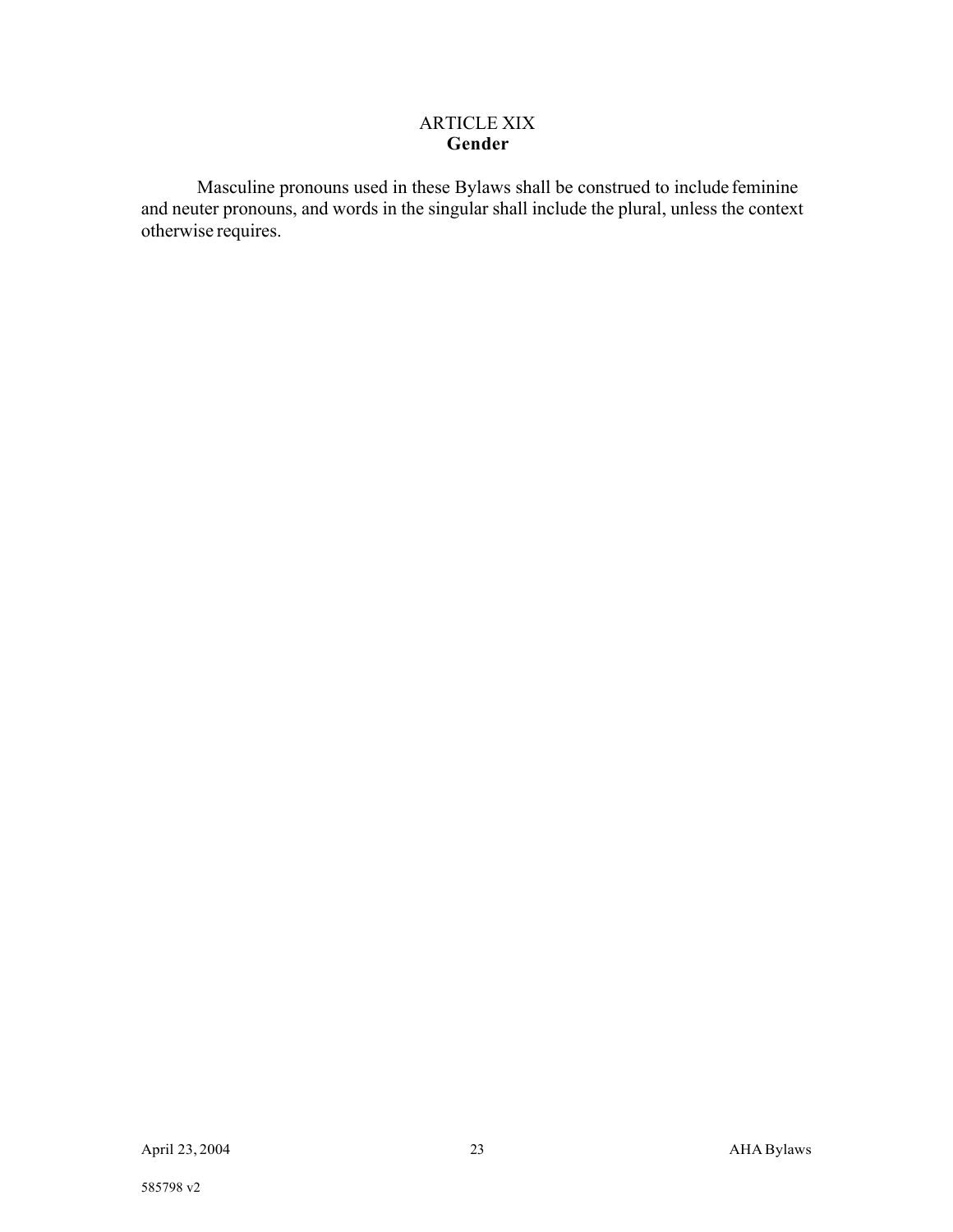## ARTICLE XIX
## **Gender**

Masculine pronouns used in these Bylaws shall be construed to include feminine and neuter pronouns, and words in the singular shall include the plural, unless the context otherwise requires.